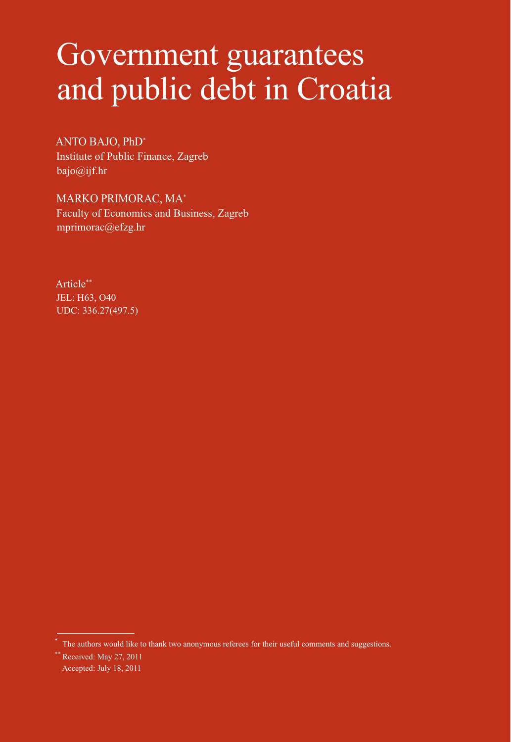# Government guarantees and public debt in Croatia

ANTO BAJO, PhD*
Institute of Public Finance, Zagreb
bajo@ijf.hr

MARKO PRIMORAC, MA*
Faculty of Economics and Business, Zagreb
mprimorac@efzg.hr

Article**
JEL: H63, O40
UDC: 336.27(497.5)

---

* The authors would like to thank two anonymous referees for their useful comments and suggestions.

** Received: May 27, 2011
Accepted: July 18, 2011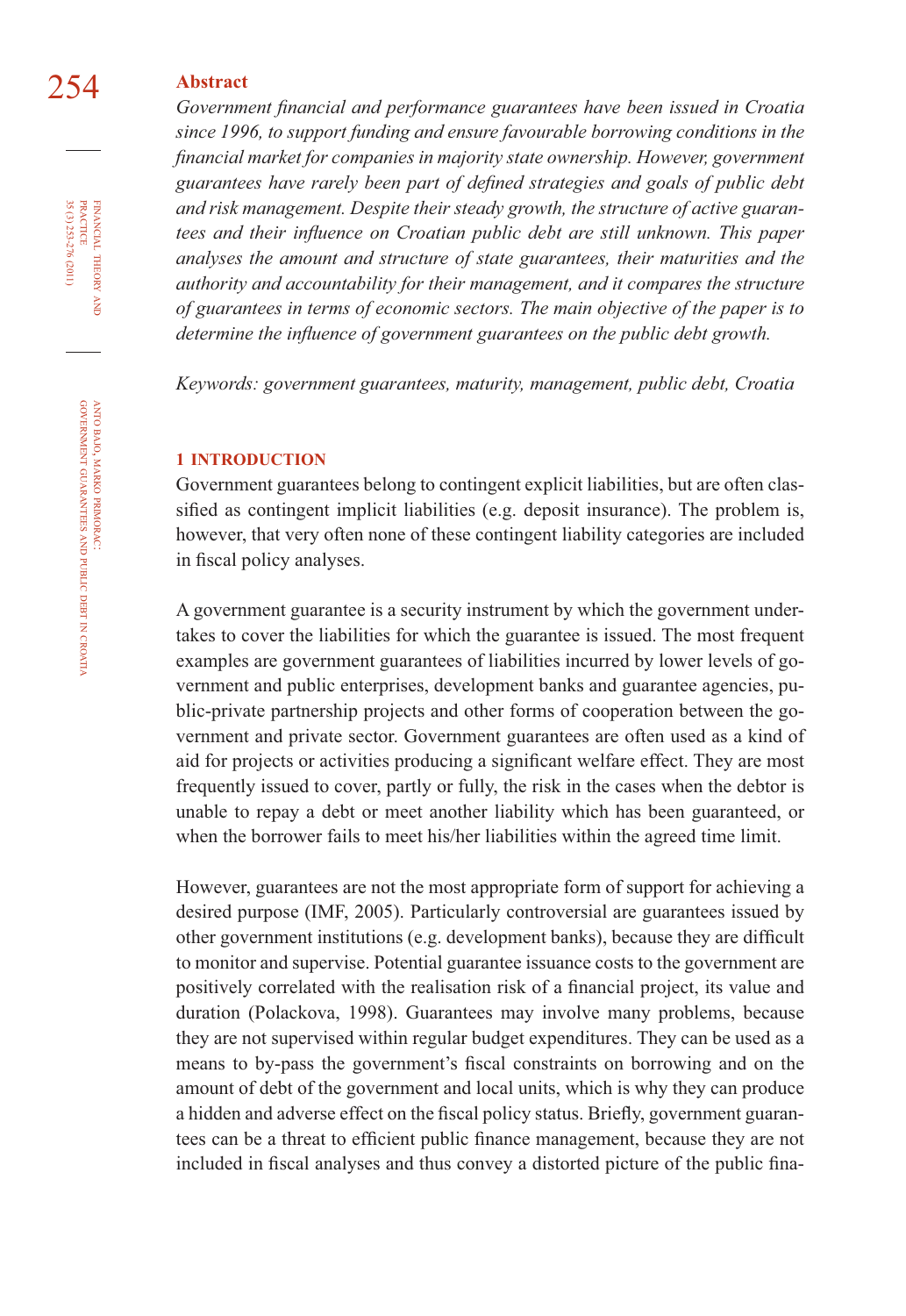## Abstract

*Government financial and performance guarantees have been issued in Croatia since 1996, to support funding and ensure favourable borrowing conditions in the financial market for companies in majority state ownership. However, government guarantees have rarely been part of defined strategies and goals of public debt and risk management. Despite their steady growth, the structure of active guarantees and their influence on Croatian public debt are still unknown. This paper analyses the amount and structure of state guarantees, their maturities and the authority and accountability for their management, and it compares the structure of guarantees in terms of economic sectors. The main objective of the paper is to determine the influence of government guarantees on the public debt growth.*

*Keywords: government guarantees, maturity, management, public debt, Croatia*

## 1 INTRODUCTION

Government guarantees belong to contingent explicit liabilities, but are often classified as contingent implicit liabilities (e.g. deposit insurance). The problem is, however, that very often none of these contingent liability categories are included in fiscal policy analyses.

A government guarantee is a security instrument by which the government undertakes to cover the liabilities for which the guarantee is issued. The most frequent examples are government guarantees of liabilities incurred by lower levels of government and public enterprises, development banks and guarantee agencies, public-private partnership projects and other forms of cooperation between the government and private sector. Government guarantees are often used as a kind of aid for projects or activities producing a significant welfare effect. They are most frequently issued to cover, partly or fully, the risk in the cases when the debtor is unable to repay a debt or meet another liability which has been guaranteed, or when the borrower fails to meet his/her liabilities within the agreed time limit.

However, guarantees are not the most appropriate form of support for achieving a desired purpose (IMF, 2005). Particularly controversial are guarantees issued by other government institutions (e.g. development banks), because they are difficult to monitor and supervise. Potential guarantee issuance costs to the government are positively correlated with the realisation risk of a financial project, its value and duration (Polackova, 1998). Guarantees may involve many problems, because they are not supervised within regular budget expenditures. They can be used as a means to by-pass the government's fiscal constraints on borrowing and on the amount of debt of the government and local units, which is why they can produce a hidden and adverse effect on the fiscal policy status. Briefly, government guarantees can be a threat to efficient public finance management, because they are not included in fiscal analyses and thus convey a distorted picture of the public fina-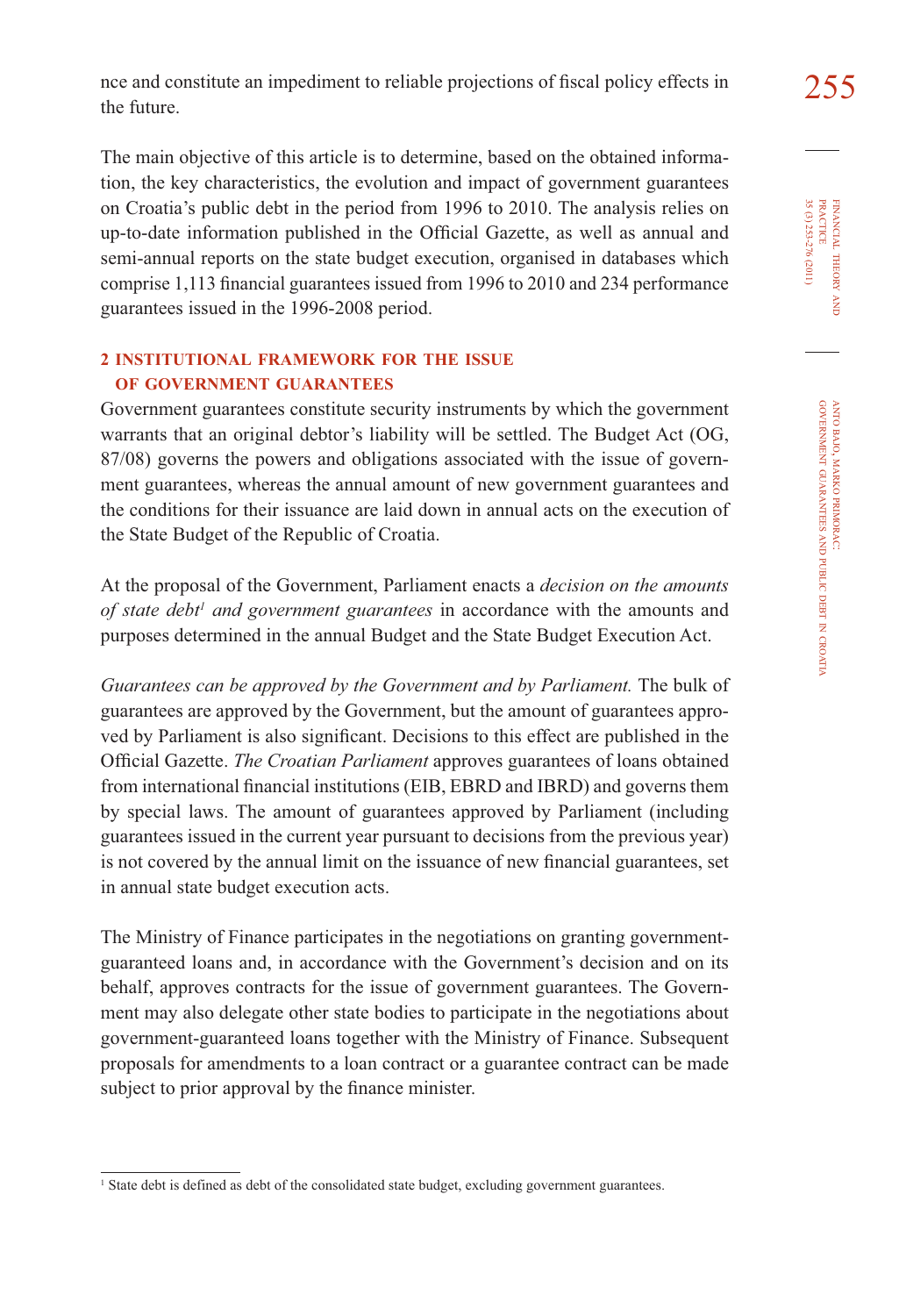nce and constitute an impediment to reliable projections of fiscal policy effects in the future.

The main objective of this article is to determine, based on the obtained information, the key characteristics, the evolution and impact of government guarantees on Croatia's public debt in the period from 1996 to 2010. The analysis relies on up-to-date information published in the Official Gazette, as well as annual and semi-annual reports on the state budget execution, organised in databases which comprise 1,113 financial guarantees issued from 1996 to 2010 and 234 performance guarantees issued in the 1996-2008 period.

## 2 INSTITUTIONAL FRAMEWORK FOR THE ISSUE OF GOVERNMENT GUARANTEES

Government guarantees constitute security instruments by which the government warrants that an original debtor's liability will be settled. The Budget Act (OG, 87/08) governs the powers and obligations associated with the issue of government guarantees, whereas the annual amount of new government guarantees and the conditions for their issuance are laid down in annual acts on the execution of the State Budget of the Republic of Croatia.

At the proposal of the Government, Parliament enacts a *decision on the amounts of state debt*[1] *and government guarantees* in accordance with the amounts and purposes determined in the annual Budget and the State Budget Execution Act.

*Guarantees can be approved by the Government and by Parliament.* The bulk of guarantees are approved by the Government, but the amount of guarantees approved by Parliament is also significant. Decisions to this effect are published in the Official Gazette. *The Croatian Parliament* approves guarantees of loans obtained from international financial institutions (EIB, EBRD and IBRD) and governs them by special laws. The amount of guarantees approved by Parliament (including guarantees issued in the current year pursuant to decisions from the previous year) is not covered by the annual limit on the issuance of new financial guarantees, set in annual state budget execution acts.

The Ministry of Finance participates in the negotiations on granting government-guaranteed loans and, in accordance with the Government's decision and on its behalf, approves contracts for the issue of government guarantees. The Government may also delegate other state bodies to participate in the negotiations about government-guaranteed loans together with the Ministry of Finance. Subsequent proposals for amendments to a loan contract or a guarantee contract can be made subject to prior approval by the finance minister.

[1] State debt is defined as debt of the consolidated state budget, excluding government guarantees.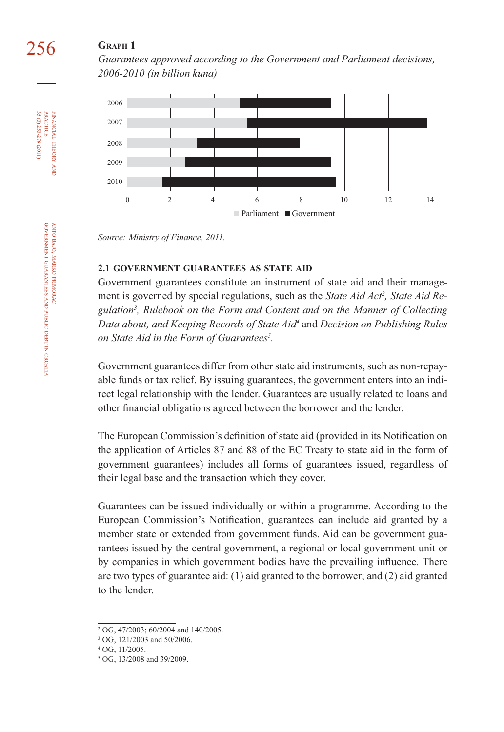**Graph 1**

*Guarantees approved according to the Government and Parliament decisions, 2006-2010 (in billion kuna)*

*Source: Ministry of Finance, 2011.*

### 2.1 GOVERNMENT GUARANTEES AS STATE AID

Government guarantees constitute an instrument of state aid and their management is governed by special regulations, such as the *State Aid Act*[2], *State Aid Regulation*[3], *Rulebook on the Form and Content and on the Manner of Collecting Data about, and Keeping Records of State Aid*[4] and *Decision on Publishing Rules on State Aid in the Form of Guarantees*[5].

Government guarantees differ from other state aid instruments, such as non-repayable funds or tax relief. By issuing guarantees, the government enters into an indirect legal relationship with the lender. Guarantees are usually related to loans and other financial obligations agreed between the borrower and the lender.

The European Commission's definition of state aid (provided in its Notification on the application of Articles 87 and 88 of the EC Treaty to state aid in the form of government guarantees) includes all forms of guarantees issued, regardless of their legal base and the transaction which they cover.

Guarantees can be issued individually or within a programme. According to the European Commission's Notification, guarantees can include aid granted by a member state or extended from government funds. Aid can be government guarantees issued by the central government, a regional or local government unit or by companies in which government bodies have the prevailing influence. There are two types of guarantee aid: (1) aid granted to the borrower; and (2) aid granted to the lender.

---

[2] OG, 47/2003; 60/2004 and 140/2005.

[3] OG, 121/2003 and 50/2006.

[4] OG, 11/2005.

[5] OG, 13/2008 and 39/2009.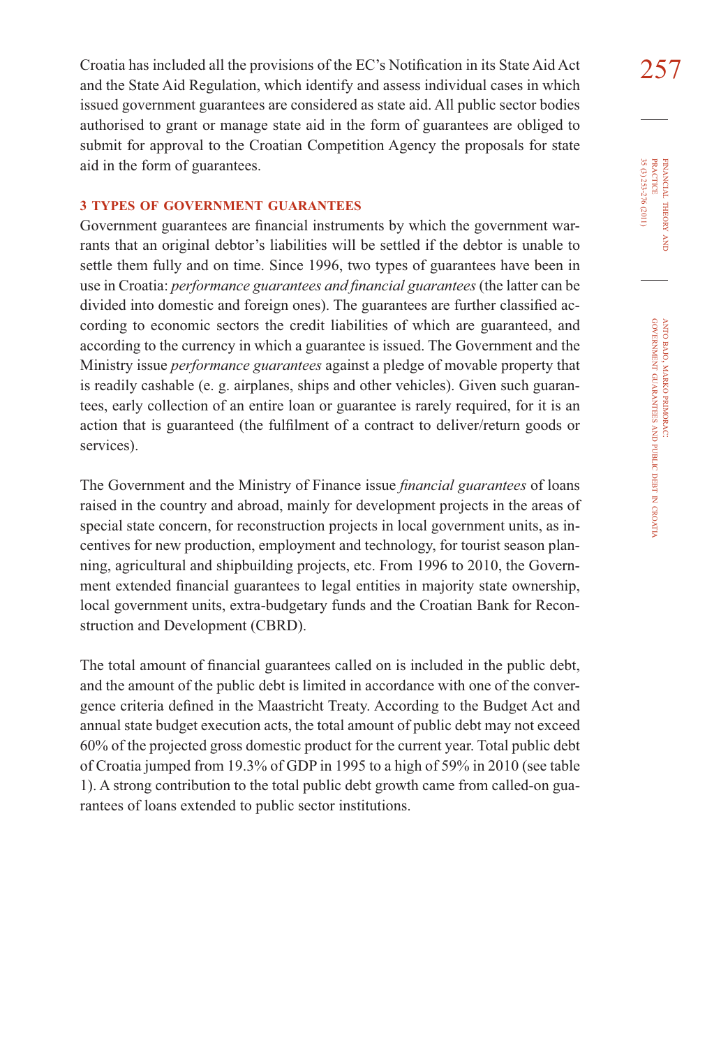Croatia has included all the provisions of the EC's Notification in its State Aid Act and the State Aid Regulation, which identify and assess individual cases in which issued government guarantees are considered as state aid. All public sector bodies authorised to grant or manage state aid in the form of guarantees are obliged to submit for approval to the Croatian Competition Agency the proposals for state aid in the form of guarantees.

## 3 TYPES OF GOVERNMENT GUARANTEES

Government guarantees are financial instruments by which the government warrants that an original debtor's liabilities will be settled if the debtor is unable to settle them fully and on time. Since 1996, two types of guarantees have been in use in Croatia: *performance guarantees and financial guarantees* (the latter can be divided into domestic and foreign ones). The guarantees are further classified according to economic sectors the credit liabilities of which are guaranteed, and according to the currency in which a guarantee is issued. The Government and the Ministry issue *performance guarantees* against a pledge of movable property that is readily cashable (e. g. airplanes, ships and other vehicles). Given such guarantees, early collection of an entire loan or guarantee is rarely required, for it is an action that is guaranteed (the fulfilment of a contract to deliver/return goods or services).

The Government and the Ministry of Finance issue *financial guarantees* of loans raised in the country and abroad, mainly for development projects in the areas of special state concern, for reconstruction projects in local government units, as incentives for new production, employment and technology, for tourist season planning, agricultural and shipbuilding projects, etc. From 1996 to 2010, the Government extended financial guarantees to legal entities in majority state ownership, local government units, extra-budgetary funds and the Croatian Bank for Reconstruction and Development (CBRD).

The total amount of financial guarantees called on is included in the public debt, and the amount of the public debt is limited in accordance with one of the convergence criteria defined in the Maastricht Treaty. According to the Budget Act and annual state budget execution acts, the total amount of public debt may not exceed 60% of the projected gross domestic product for the current year. Total public debt of Croatia jumped from 19.3% of GDP in 1995 to a high of 59% in 2010 (see table 1). A strong contribution to the total public debt growth came from called-on guarantees of loans extended to public sector institutions.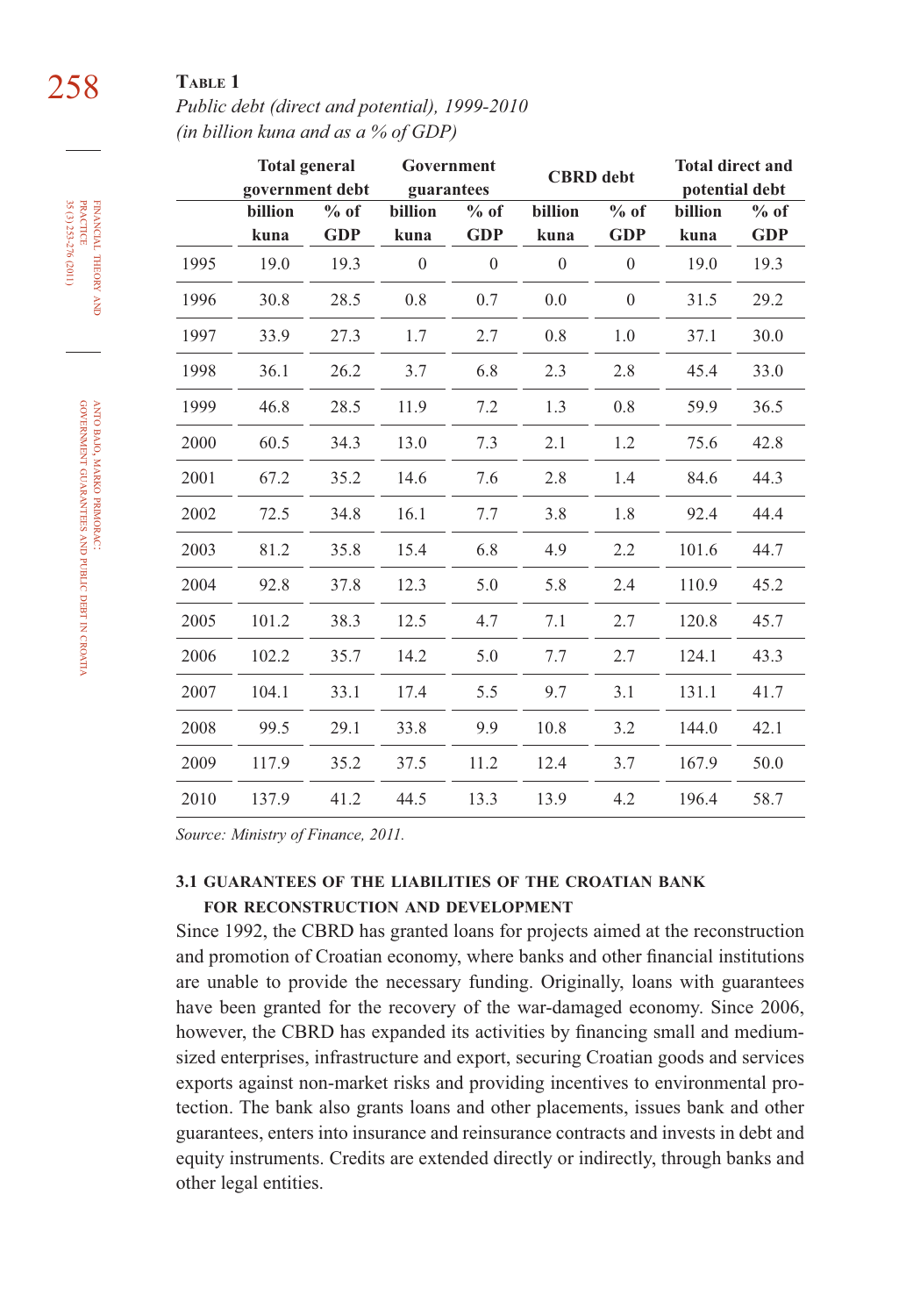**Table 1**

*Public debt (direct and potential), 1999-2010*
*(in billion kuna and as a % of GDP)*

| | Total general government debt | | Government guarantees | | CBRD debt | | Total direct and potential debt | |
|---|---|---|---|---|---|---|---|---|
| | billion kuna | % of GDP | billion kuna | % of GDP | billion kuna | % of GDP | billion kuna | % of GDP |
| 1995 | 19.0 | 19.3 | 0 | 0 | 0 | 0 | 19.0 | 19.3 |
| 1996 | 30.8 | 28.5 | 0.8 | 0.7 | 0.0 | 0 | 31.5 | 29.2 |
| 1997 | 33.9 | 27.3 | 1.7 | 2.7 | 0.8 | 1.0 | 37.1 | 30.0 |
| 1998 | 36.1 | 26.2 | 3.7 | 6.8 | 2.3 | 2.8 | 45.4 | 33.0 |
| 1999 | 46.8 | 28.5 | 11.9 | 7.2 | 1.3 | 0.8 | 59.9 | 36.5 |
| 2000 | 60.5 | 34.3 | 13.0 | 7.3 | 2.1 | 1.2 | 75.6 | 42.8 |
| 2001 | 67.2 | 35.2 | 14.6 | 7.6 | 2.8 | 1.4 | 84.6 | 44.3 |
| 2002 | 72.5 | 34.8 | 16.1 | 7.7 | 3.8 | 1.8 | 92.4 | 44.4 |
| 2003 | 81.2 | 35.8 | 15.4 | 6.8 | 4.9 | 2.2 | 101.6 | 44.7 |
| 2004 | 92.8 | 37.8 | 12.3 | 5.0 | 5.8 | 2.4 | 110.9 | 45.2 |
| 2005 | 101.2 | 38.3 | 12.5 | 4.7 | 7.1 | 2.7 | 120.8 | 45.7 |
| 2006 | 102.2 | 35.7 | 14.2 | 5.0 | 7.7 | 2.7 | 124.1 | 43.3 |
| 2007 | 104.1 | 33.1 | 17.4 | 5.5 | 9.7 | 3.1 | 131.1 | 41.7 |
| 2008 | 99.5 | 29.1 | 33.8 | 9.9 | 10.8 | 3.2 | 144.0 | 42.1 |
| 2009 | 117.9 | 35.2 | 37.5 | 11.2 | 12.4 | 3.7 | 167.9 | 50.0 |
| 2010 | 137.9 | 41.2 | 44.5 | 13.3 | 13.9 | 4.2 | 196.4 | 58.7 |

*Source: Ministry of Finance, 2011.*

### 3.1 GUARANTEES OF THE LIABILITIES OF THE CROATIAN BANK FOR RECONSTRUCTION AND DEVELOPMENT

Since 1992, the CBRD has granted loans for projects aimed at the reconstruction and promotion of Croatian economy, where banks and other financial institutions are unable to provide the necessary funding. Originally, loans with guarantees have been granted for the recovery of the war-damaged economy. Since 2006, however, the CBRD has expanded its activities by financing small and medium-sized enterprises, infrastructure and export, securing Croatian goods and services exports against non-market risks and providing incentives to environmental protection. The bank also grants loans and other placements, issues bank and other guarantees, enters into insurance and reinsurance contracts and invests in debt and equity instruments. Credits are extended directly or indirectly, through banks and other legal entities.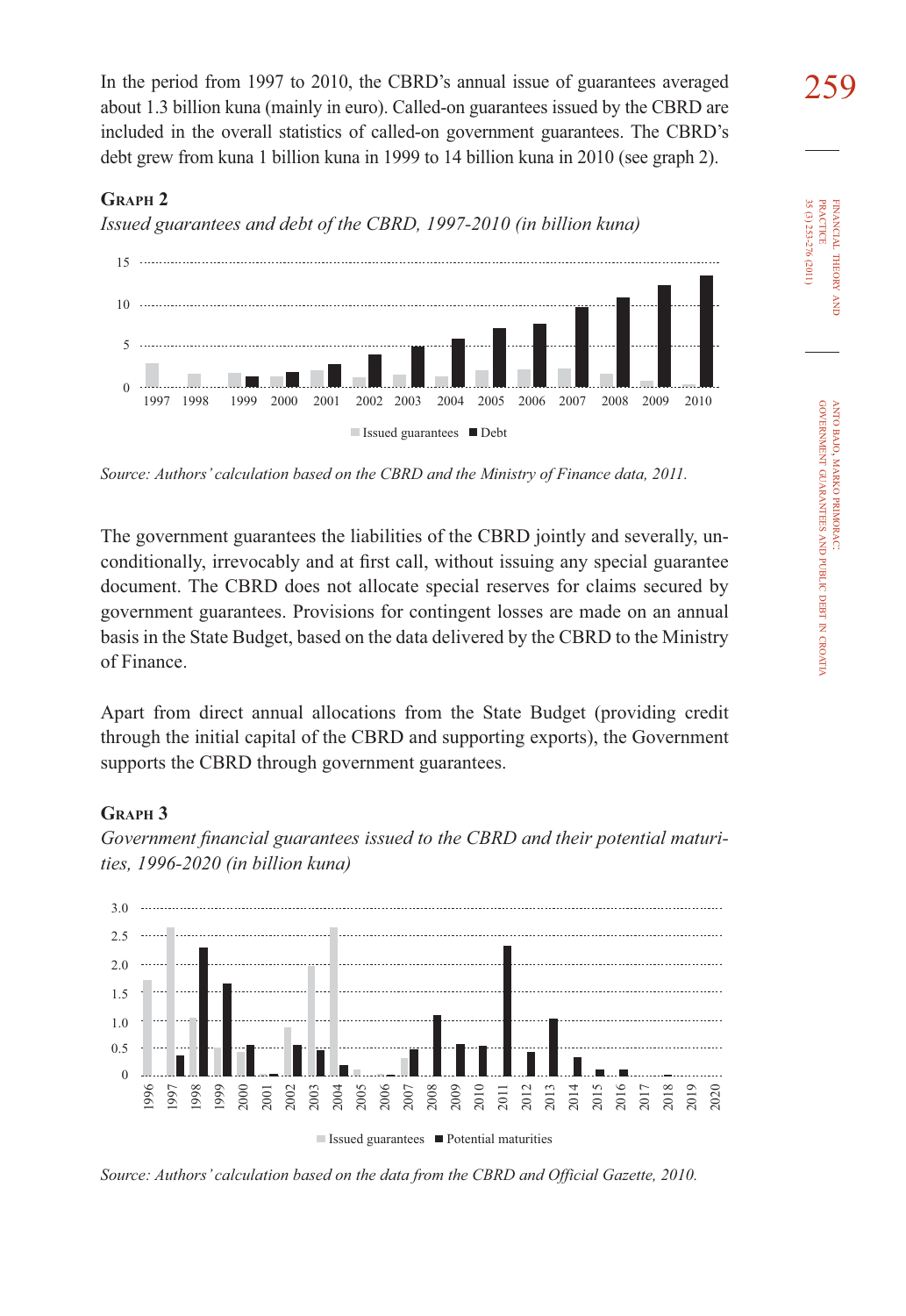In the period from 1997 to 2010, the CBRD's annual issue of guarantees averaged about 1.3 billion kuna (mainly in euro). Called-on guarantees issued by the CBRD are included in the overall statistics of called-on government guarantees. The CBRD's debt grew from kuna 1 billion kuna in 1999 to 14 billion kuna in 2010 (see graph 2).

**Graph 2**

*Issued guarantees and debt of the CBRD, 1997-2010 (in billion kuna)*

*Source: Authors' calculation based on the CBRD and the Ministry of Finance data, 2011.*

The government guarantees the liabilities of the CBRD jointly and severally, unconditionally, irrevocably and at first call, without issuing any special guarantee document. The CBRD does not allocate special reserves for claims secured by government guarantees. Provisions for contingent losses are made on an annual basis in the State Budget, based on the data delivered by the CBRD to the Ministry of Finance.

Apart from direct annual allocations from the State Budget (providing credit through the initial capital of the CBRD and supporting exports), the Government supports the CBRD through government guarantees.

**Graph 3**

*Government financial guarantees issued to the CBRD and their potential maturities, 1996-2020 (in billion kuna)*

*Source: Authors' calculation based on the data from the CBRD and Official Gazette, 2010.*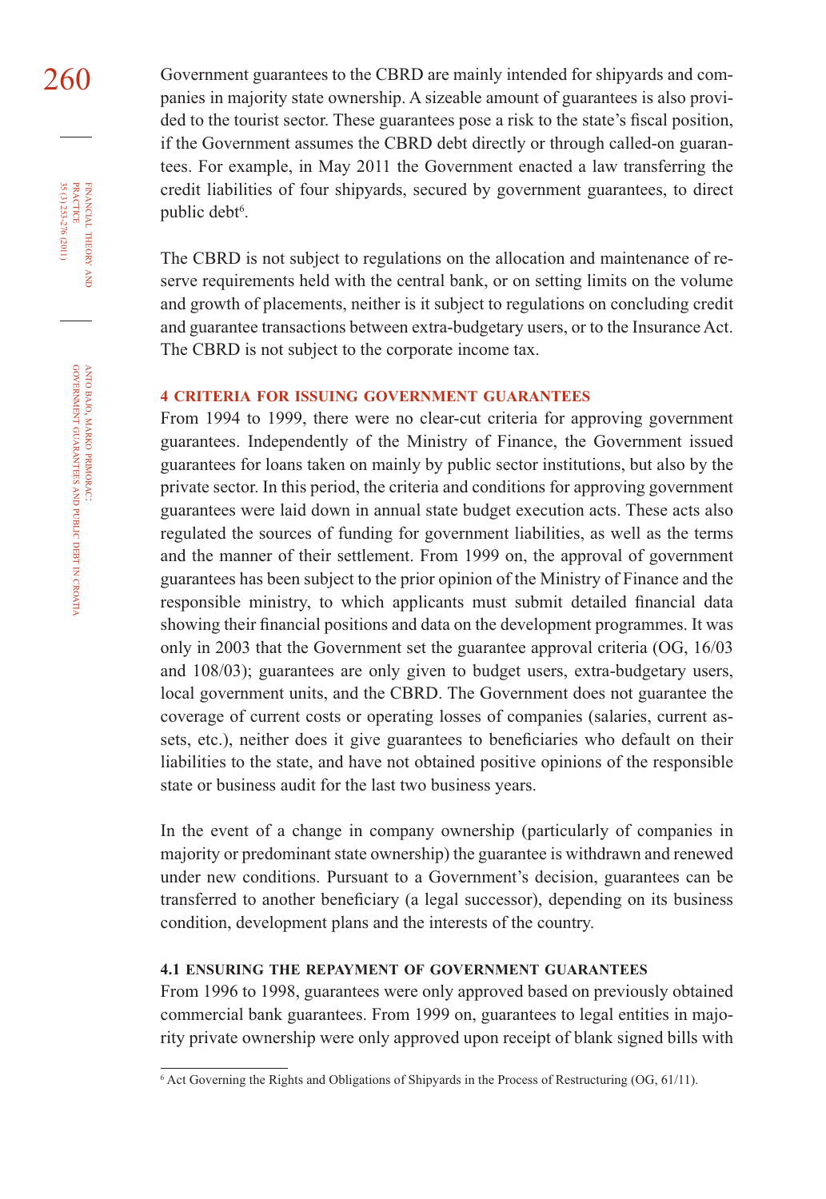Government guarantees to the CBRD are mainly intended for shipyards and companies in majority state ownership. A sizeable amount of guarantees is also provided to the tourist sector. These guarantees pose a risk to the state's fiscal position, if the Government assumes the CBRD debt directly or through called-on guarantees. For example, in May 2011 the Government enacted a law transferring the credit liabilities of four shipyards, secured by government guarantees, to direct public debt[6].

The CBRD is not subject to regulations on the allocation and maintenance of reserve requirements held with the central bank, or on setting limits on the volume and growth of placements, neither is it subject to regulations on concluding credit and guarantee transactions between extra-budgetary users, or to the Insurance Act. The CBRD is not subject to the corporate income tax.

## 4 CRITERIA FOR ISSUING GOVERNMENT GUARANTEES

From 1994 to 1999, there were no clear-cut criteria for approving government guarantees. Independently of the Ministry of Finance, the Government issued guarantees for loans taken on mainly by public sector institutions, but also by the private sector. In this period, the criteria and conditions for approving government guarantees were laid down in annual state budget execution acts. These acts also regulated the sources of funding for government liabilities, as well as the terms and the manner of their settlement. From 1999 on, the approval of government guarantees has been subject to the prior opinion of the Ministry of Finance and the responsible ministry, to which applicants must submit detailed financial data showing their financial positions and data on the development programmes. It was only in 2003 that the Government set the guarantee approval criteria (OG, 16/03 and 108/03); guarantees are only given to budget users, extra-budgetary users, local government units, and the CBRD. The Government does not guarantee the coverage of current costs or operating losses of companies (salaries, current assets, etc.), neither does it give guarantees to beneficiaries who default on their liabilities to the state, and have not obtained positive opinions of the responsible state or business audit for the last two business years.

In the event of a change in company ownership (particularly of companies in majority or predominant state ownership) the guarantee is withdrawn and renewed under new conditions. Pursuant to a Government's decision, guarantees can be transferred to another beneficiary (a legal successor), depending on its business condition, development plans and the interests of the country.

### 4.1 ENSURING THE REPAYMENT OF GOVERNMENT GUARANTEES

From 1996 to 1998, guarantees were only approved based on previously obtained commercial bank guarantees. From 1999 on, guarantees to legal entities in majority private ownership were only approved upon receipt of blank signed bills with

[6] Act Governing the Rights and Obligations of Shipyards in the Process of Restructuring (OG, 61/11).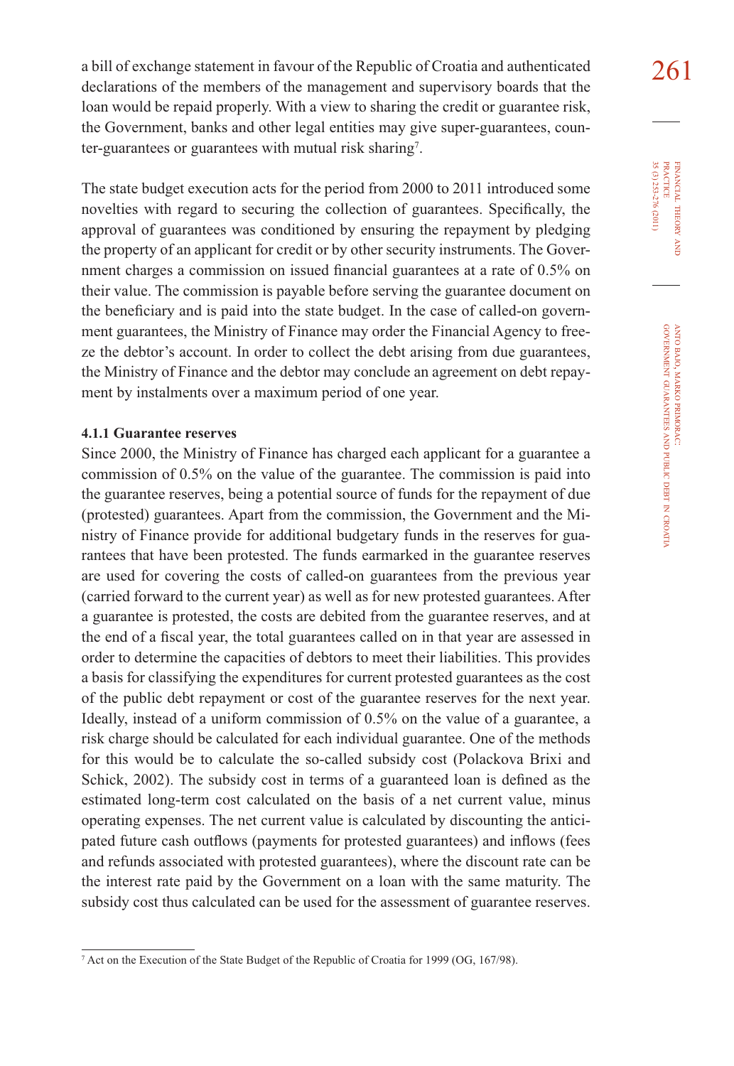a bill of exchange statement in favour of the Republic of Croatia and authenticated declarations of the members of the management and supervisory boards that the loan would be repaid properly. With a view to sharing the credit or guarantee risk, the Government, banks and other legal entities may give super-guarantees, counter-guarantees or guarantees with mutual risk sharing[7].

The state budget execution acts for the period from 2000 to 2011 introduced some novelties with regard to securing the collection of guarantees. Specifically, the approval of guarantees was conditioned by ensuring the repayment by pledging the property of an applicant for credit or by other security instruments. The Government charges a commission on issued financial guarantees at a rate of 0.5% on their value. The commission is payable before serving the guarantee document on the beneficiary and is paid into the state budget. In the case of called-on government guarantees, the Ministry of Finance may order the Financial Agency to freeze the debtor's account. In order to collect the debt arising from due guarantees, the Ministry of Finance and the debtor may conclude an agreement on debt repayment by instalments over a maximum period of one year.

#### 4.1.1 Guarantee reserves

Since 2000, the Ministry of Finance has charged each applicant for a guarantee a commission of 0.5% on the value of the guarantee. The commission is paid into the guarantee reserves, being a potential source of funds for the repayment of due (protested) guarantees. Apart from the commission, the Government and the Ministry of Finance provide for additional budgetary funds in the reserves for guarantees that have been protested. The funds earmarked in the guarantee reserves are used for covering the costs of called-on guarantees from the previous year (carried forward to the current year) as well as for new protested guarantees. After a guarantee is protested, the costs are debited from the guarantee reserves, and at the end of a fiscal year, the total guarantees called on in that year are assessed in order to determine the capacities of debtors to meet their liabilities. This provides a basis for classifying the expenditures for current protested guarantees as the cost of the public debt repayment or cost of the guarantee reserves for the next year. Ideally, instead of a uniform commission of 0.5% on the value of a guarantee, a risk charge should be calculated for each individual guarantee. One of the methods for this would be to calculate the so-called subsidy cost (Polackova Brixi and Schick, 2002). The subsidy cost in terms of a guaranteed loan is defined as the estimated long-term cost calculated on the basis of a net current value, minus operating expenses. The net current value is calculated by discounting the anticipated future cash outflows (payments for protested guarantees) and inflows (fees and refunds associated with protested guarantees), where the discount rate can be the interest rate paid by the Government on a loan with the same maturity. The subsidy cost thus calculated can be used for the assessment of guarantee reserves.

---

[7] Act on the Execution of the State Budget of the Republic of Croatia for 1999 (OG, 167/98).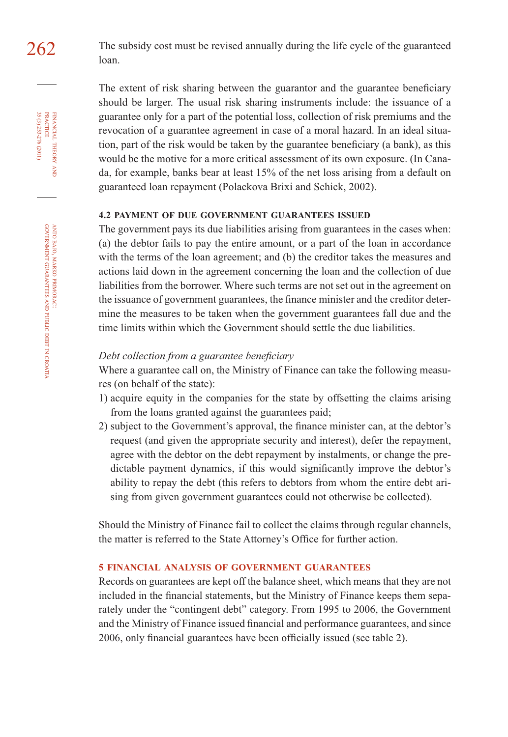The subsidy cost must be revised annually during the life cycle of the guaranteed loan.

The extent of risk sharing between the guarantor and the guarantee beneficiary should be larger. The usual risk sharing instruments include: the issuance of a guarantee only for a part of the potential loss, collection of risk premiums and the revocation of a guarantee agreement in case of a moral hazard. In an ideal situation, part of the risk would be taken by the guarantee beneficiary (a bank), as this would be the motive for a more critical assessment of its own exposure. (In Canada, for example, banks bear at least 15% of the net loss arising from a default on guaranteed loan repayment (Polackova Brixi and Schick, 2002).

### 4.2 PAYMENT OF DUE GOVERNMENT GUARANTEES ISSUED

The government pays its due liabilities arising from guarantees in the cases when: (a) the debtor fails to pay the entire amount, or a part of the loan in accordance with the terms of the loan agreement; and (b) the creditor takes the measures and actions laid down in the agreement concerning the loan and the collection of due liabilities from the borrower. Where such terms are not set out in the agreement on the issuance of government guarantees, the finance minister and the creditor determine the measures to be taken when the government guarantees fall due and the time limits within which the Government should settle the due liabilities.

*Debt collection from a guarantee beneficiary*

Where a guarantee call on, the Ministry of Finance can take the following measures (on behalf of the state):

1) acquire equity in the companies for the state by offsetting the claims arising from the loans granted against the guarantees paid;
2) subject to the Government's approval, the finance minister can, at the debtor's request (and given the appropriate security and interest), defer the repayment, agree with the debtor on the debt repayment by instalments, or change the predictable payment dynamics, if this would significantly improve the debtor's ability to repay the debt (this refers to debtors from whom the entire debt arising from given government guarantees could not otherwise be collected).

Should the Ministry of Finance fail to collect the claims through regular channels, the matter is referred to the State Attorney's Office for further action.

## 5 FINANCIAL ANALYSIS OF GOVERNMENT GUARANTEES

Records on guarantees are kept off the balance sheet, which means that they are not included in the financial statements, but the Ministry of Finance keeps them separately under the "contingent debt" category. From 1995 to 2006, the Government and the Ministry of Finance issued financial and performance guarantees, and since 2006, only financial guarantees have been officially issued (see table 2).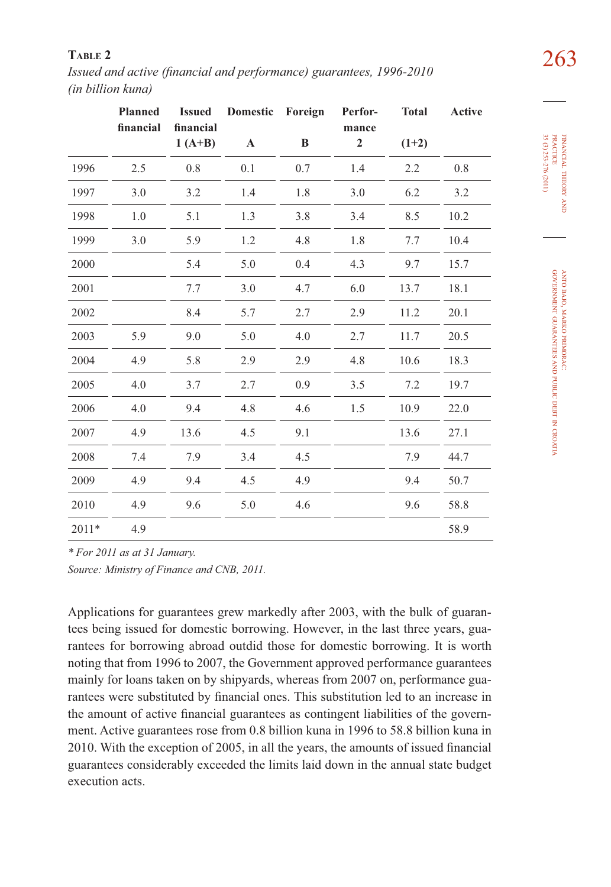**Table 2**

*Issued and active (financial and performance) guarantees, 1996-2010 (in billion kuna)*

| | Planned financial | Issued financial 1 (A+B) | Domestic A | Foreign B | Performance 2 | Total (1+2) | Active |
|---|---|---|---|---|---|---|---|
| 1996 | 2.5 | 0.8 | 0.1 | 0.7 | 1.4 | 2.2 | 0.8 |
| 1997 | 3.0 | 3.2 | 1.4 | 1.8 | 3.0 | 6.2 | 3.2 |
| 1998 | 1.0 | 5.1 | 1.3 | 3.8 | 3.4 | 8.5 | 10.2 |
| 1999 | 3.0 | 5.9 | 1.2 | 4.8 | 1.8 | 7.7 | 10.4 |
| 2000 | | 5.4 | 5.0 | 0.4 | 4.3 | 9.7 | 15.7 |
| 2001 | | 7.7 | 3.0 | 4.7 | 6.0 | 13.7 | 18.1 |
| 2002 | | 8.4 | 5.7 | 2.7 | 2.9 | 11.2 | 20.1 |
| 2003 | 5.9 | 9.0 | 5.0 | 4.0 | 2.7 | 11.7 | 20.5 |
| 2004 | 4.9 | 5.8 | 2.9 | 2.9 | 4.8 | 10.6 | 18.3 |
| 2005 | 4.0 | 3.7 | 2.7 | 0.9 | 3.5 | 7.2 | 19.7 |
| 2006 | 4.0 | 9.4 | 4.8 | 4.6 | 1.5 | 10.9 | 22.0 |
| 2007 | 4.9 | 13.6 | 4.5 | 9.1 | | 13.6 | 27.1 |
| 2008 | 7.4 | 7.9 | 3.4 | 4.5 | | 7.9 | 44.7 |
| 2009 | 4.9 | 9.4 | 4.5 | 4.9 | | 9.4 | 50.7 |
| 2010 | 4.9 | 9.6 | 5.0 | 4.6 | | 9.6 | 58.8 |
| 2011* | 4.9 | | | | | | 58.9 |

*\* For 2011 as at 31 January.*

*Source: Ministry of Finance and CNB, 2011.*

Applications for guarantees grew markedly after 2003, with the bulk of guarantees being issued for domestic borrowing. However, in the last three years, guarantees for borrowing abroad outdid those for domestic borrowing. It is worth noting that from 1996 to 2007, the Government approved performance guarantees mainly for loans taken on by shipyards, whereas from 2007 on, performance guarantees were substituted by financial ones. This substitution led to an increase in the amount of active financial guarantees as contingent liabilities of the government. Active guarantees rose from 0.8 billion kuna in 1996 to 58.8 billion kuna in 2010. With the exception of 2005, in all the years, the amounts of issued financial guarantees considerably exceeded the limits laid down in the annual state budget execution acts.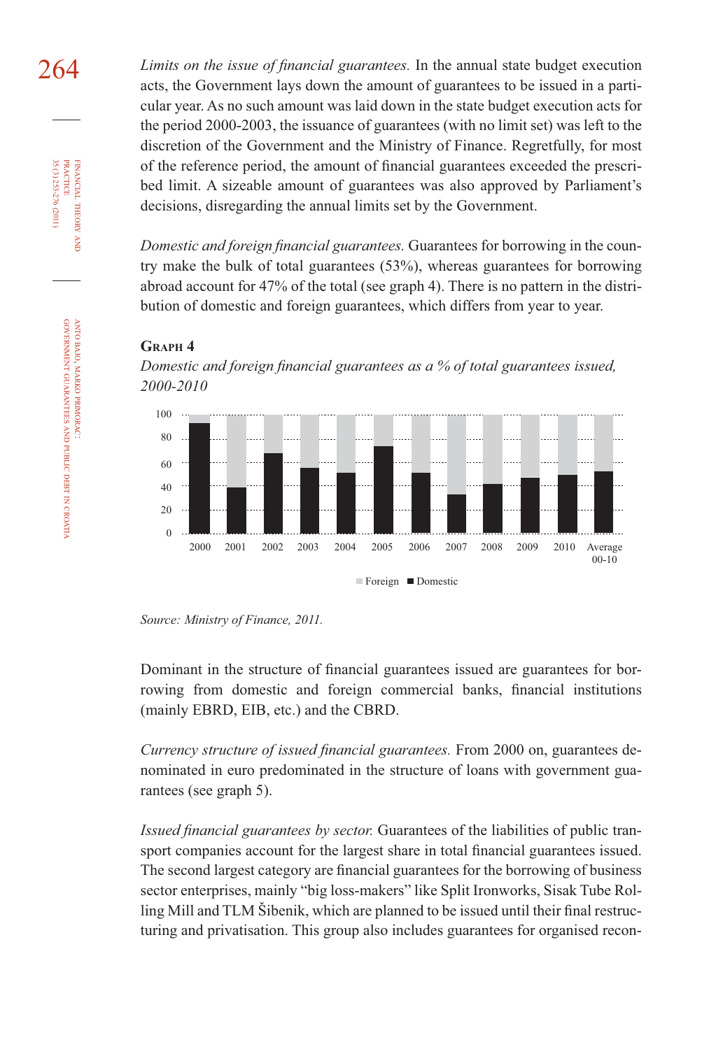*Limits on the issue of financial guarantees.* In the annual state budget execution acts, the Government lays down the amount of guarantees to be issued in a particular year. As no such amount was laid down in the state budget execution acts for the period 2000-2003, the issuance of guarantees (with no limit set) was left to the discretion of the Government and the Ministry of Finance. Regretfully, for most of the reference period, the amount of financial guarantees exceeded the prescribed limit. A sizeable amount of guarantees was also approved by Parliament's decisions, disregarding the annual limits set by the Government.

*Domestic and foreign financial guarantees.* Guarantees for borrowing in the country make the bulk of total guarantees (53%), whereas guarantees for borrowing abroad account for 47% of the total (see graph 4). There is no pattern in the distribution of domestic and foreign guarantees, which differs from year to year.

**Graph 4**

*Domestic and foreign financial guarantees as a % of total guarantees issued, 2000-2010*

*Source: Ministry of Finance, 2011.*

Dominant in the structure of financial guarantees issued are guarantees for borrowing from domestic and foreign commercial banks, financial institutions (mainly EBRD, EIB, etc.) and the CBRD.

*Currency structure of issued financial guarantees.* From 2000 on, guarantees denominated in euro predominated in the structure of loans with government guarantees (see graph 5).

*Issued financial guarantees by sector.* Guarantees of the liabilities of public transport companies account for the largest share in total financial guarantees issued. The second largest category are financial guarantees for the borrowing of business sector enterprises, mainly "big loss-makers" like Split Ironworks, Sisak Tube Rolling Mill and TLM Šibenik, which are planned to be issued until their final restructuring and privatisation. This group also includes guarantees for organised recon-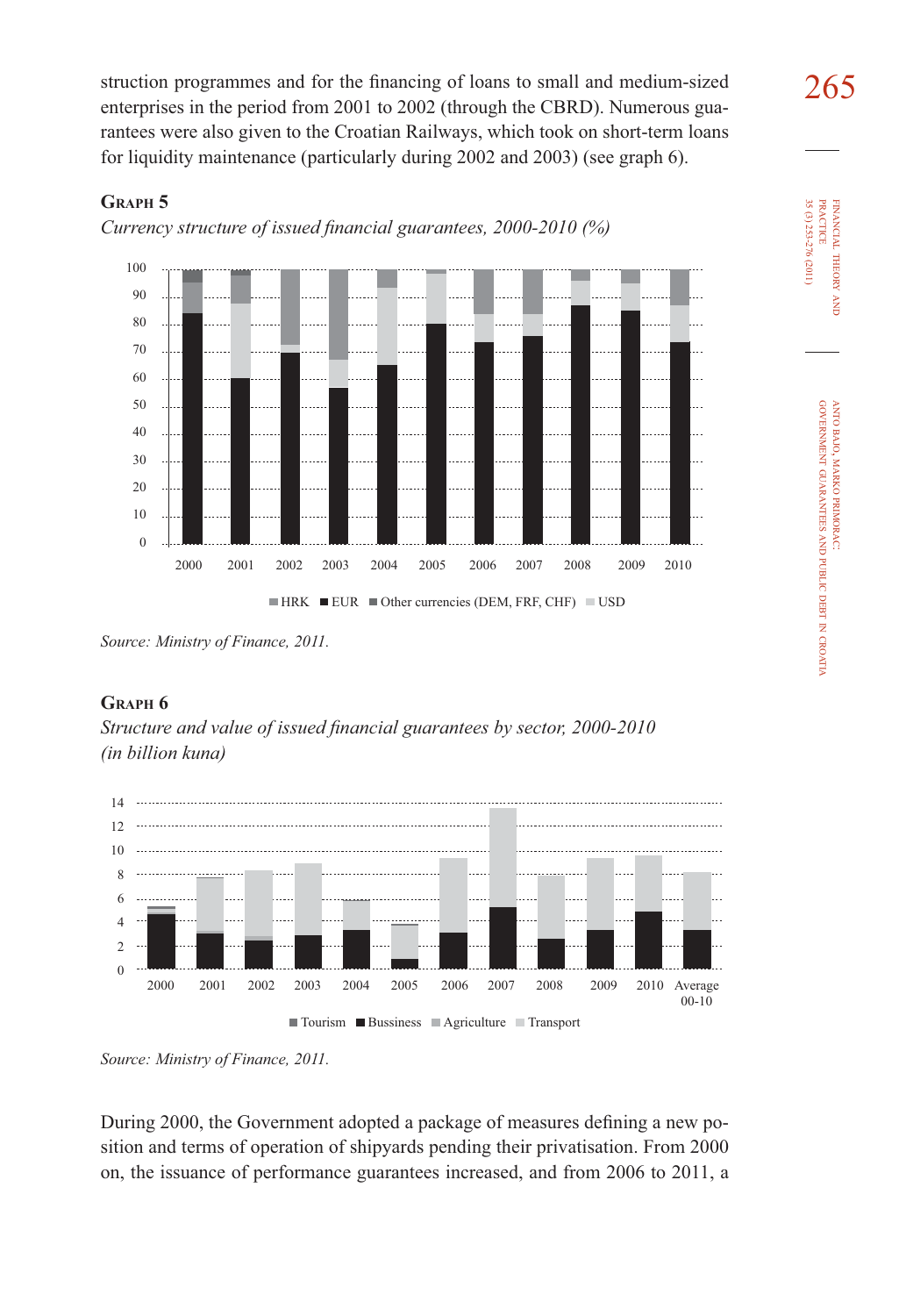struction programmes and for the financing of loans to small and medium-sized enterprises in the period from 2001 to 2002 (through the CBRD). Numerous guarantees were also given to the Croatian Railways, which took on short-term loans for liquidity maintenance (particularly during 2002 and 2003) (see graph 6).

**Graph 5**

*Currency structure of issued financial guarantees, 2000-2010 (%)*

Source: Ministry of Finance, 2011.

**Graph 6**

*Structure and value of issued financial guarantees by sector, 2000-2010 (in billion kuna)*

Source: Ministry of Finance, 2011.

During 2000, the Government adopted a package of measures defining a new position and terms of operation of shipyards pending their privatisation. From 2000 on, the issuance of performance guarantees increased, and from 2006 to 2011, a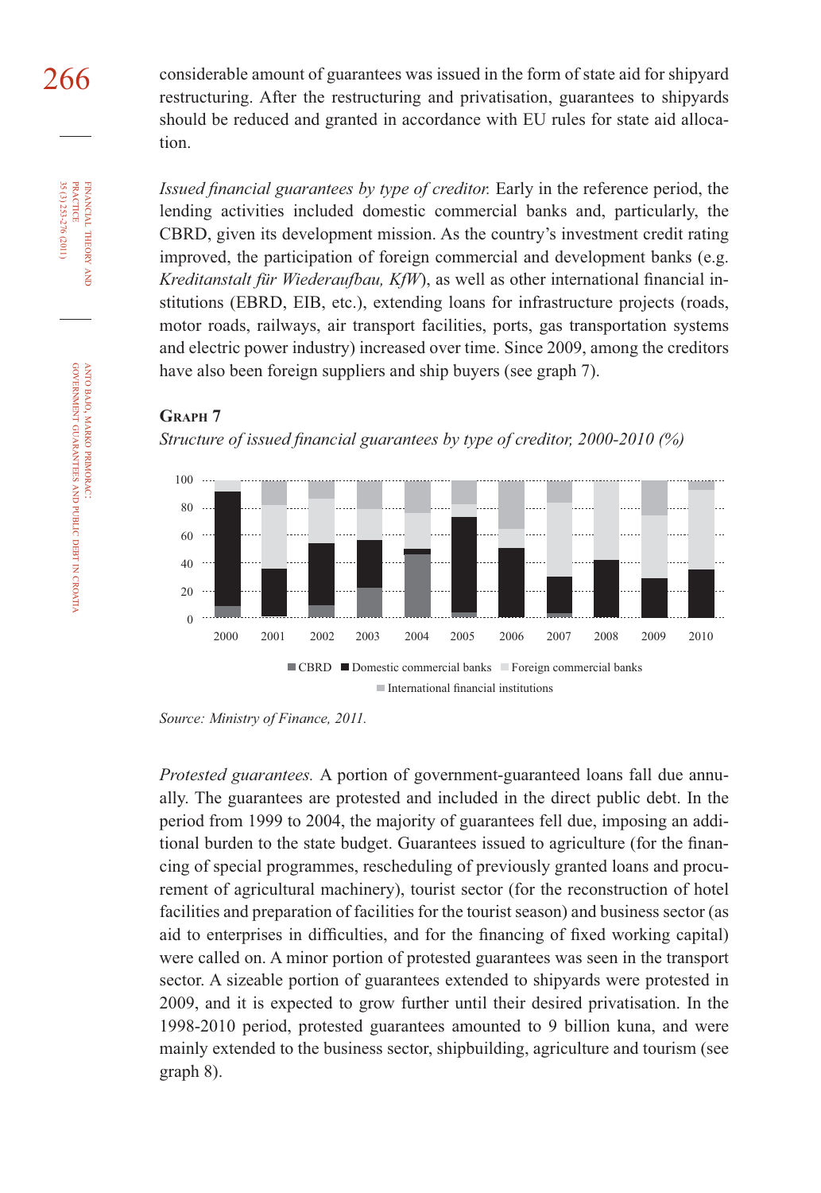considerable amount of guarantees was issued in the form of state aid for shipyard restructuring. After the restructuring and privatisation, guarantees to shipyards should be reduced and granted in accordance with EU rules for state aid allocation.

*Issued financial guarantees by type of creditor.* Early in the reference period, the lending activities included domestic commercial banks and, particularly, the CBRD, given its development mission. As the country's investment credit rating improved, the participation of foreign commercial and development banks (e.g. *Kreditanstalt für Wiederaufbau, KfW*), as well as other international financial institutions (EBRD, EIB, etc.), extending loans for infrastructure projects (roads, motor roads, railways, air transport facilities, ports, gas transportation systems and electric power industry) increased over time. Since 2009, among the creditors have also been foreign suppliers and ship buyers (see graph 7).

**Graph 7**

*Structure of issued financial guarantees by type of creditor, 2000-2010 (%)*

Source: Ministry of Finance, 2011.

*Protested guarantees.* A portion of government-guaranteed loans fall due annually. The guarantees are protested and included in the direct public debt. In the period from 1999 to 2004, the majority of guarantees fell due, imposing an additional burden to the state budget. Guarantees issued to agriculture (for the financing of special programmes, rescheduling of previously granted loans and procurement of agricultural machinery), tourist sector (for the reconstruction of hotel facilities and preparation of facilities for the tourist season) and business sector (as aid to enterprises in difficulties, and for the financing of fixed working capital) were called on. A minor portion of protested guarantees was seen in the transport sector. A sizeable portion of guarantees extended to shipyards were protested in 2009, and it is expected to grow further until their desired privatisation. In the 1998-2010 period, protested guarantees amounted to 9 billion kuna, and were mainly extended to the business sector, shipbuilding, agriculture and tourism (see graph 8).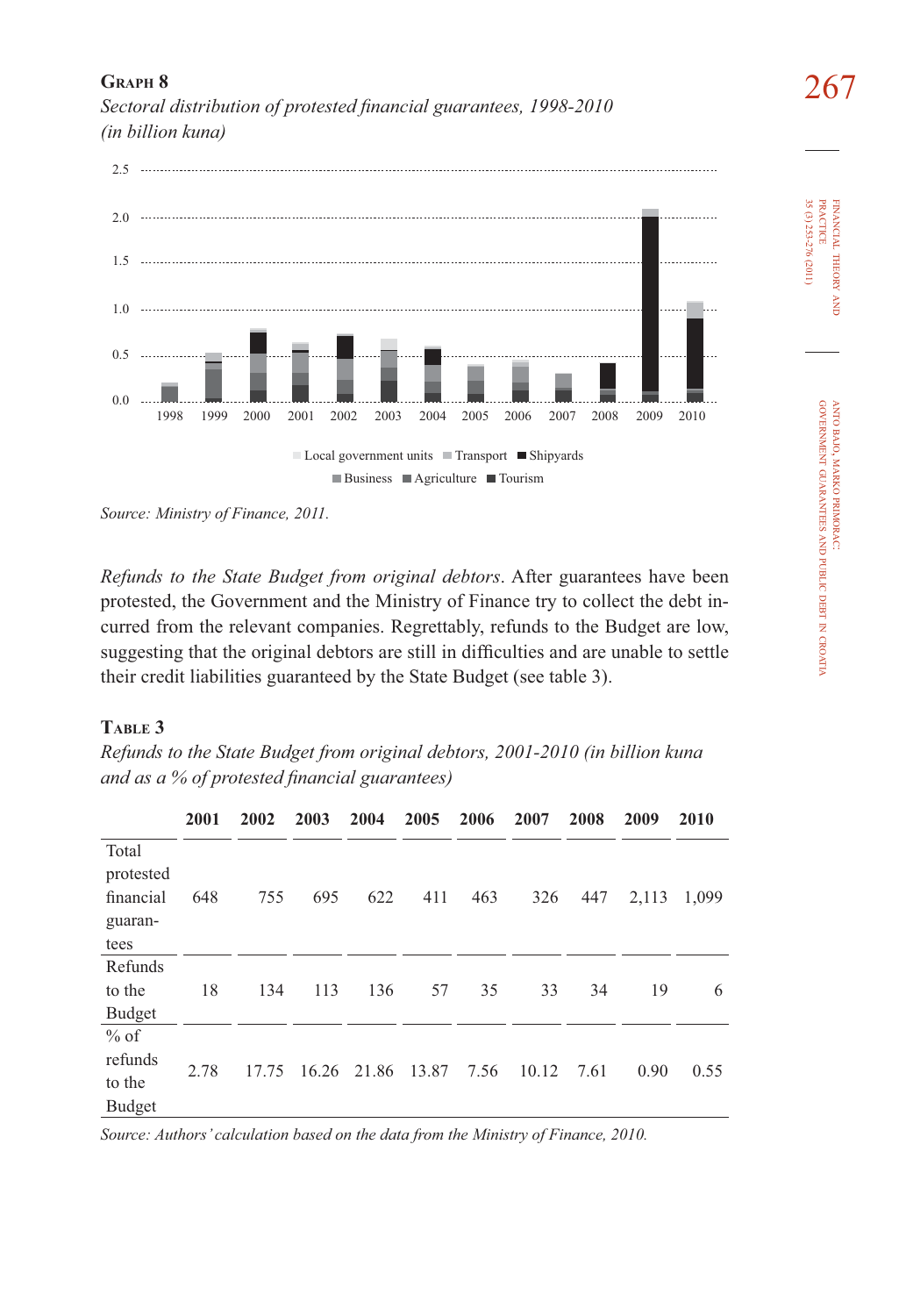**Graph 8**

*Sectoral distribution of protested financial guarantees, 1998-2010 (in billion kuna)*

Source: Ministry of Finance, 2011.

*Refunds to the State Budget from original debtors*. After guarantees have been protested, the Government and the Ministry of Finance try to collect the debt incurred from the relevant companies. Regrettably, refunds to the Budget are low, suggesting that the original debtors are still in difficulties and are unable to settle their credit liabilities guaranteed by the State Budget (see table 3).

**Table 3**

*Refunds to the State Budget from original debtors, 2001-2010 (in billion kuna and as a % of protested financial guarantees)*

| | 2001 | 2002 | 2003 | 2004 | 2005 | 2006 | 2007 | 2008 | 2009 | 2010 |
|---|---|---|---|---|---|---|---|---|---|---|
| Total protested financial guarantees | 648 | 755 | 695 | 622 | 411 | 463 | 326 | 447 | 2,113 | 1,099 |
| Refunds to the Budget | 18 | 134 | 113 | 136 | 57 | 35 | 33 | 34 | 19 | 6 |
| % of refunds to the Budget | 2.78 | 17.75 | 16.26 | 21.86 | 13.87 | 7.56 | 10.12 | 7.61 | 0.90 | 0.55 |

*Source: Authors' calculation based on the data from the Ministry of Finance, 2010.*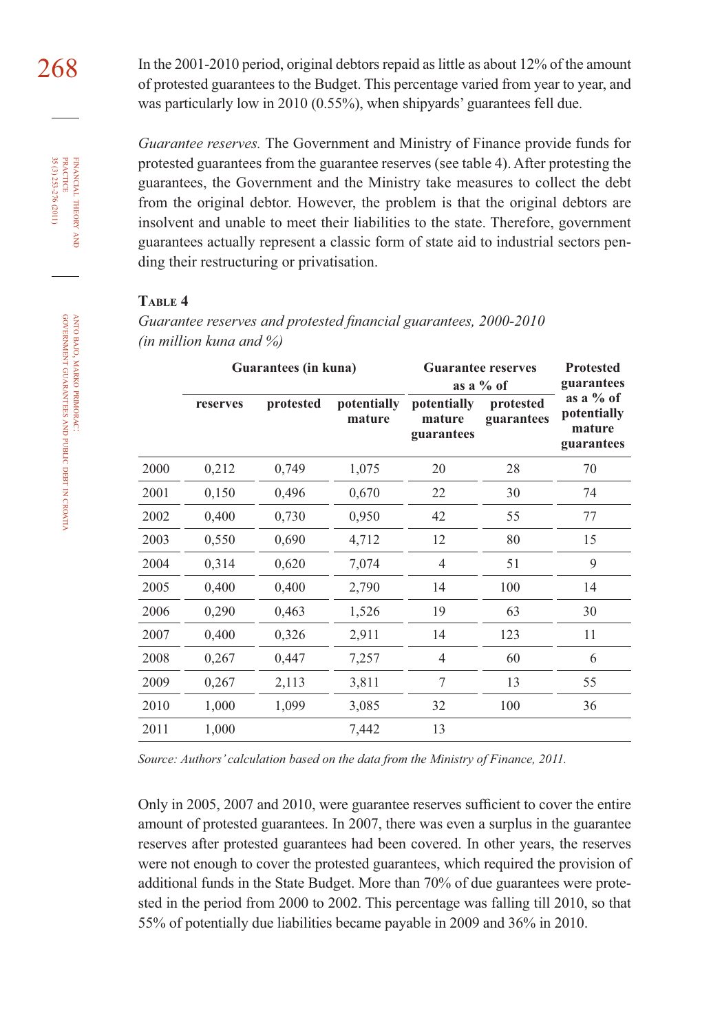In the 2001-2010 period, original debtors repaid as little as about 12% of the amount of protested guarantees to the Budget. This percentage varied from year to year, and was particularly low in 2010 (0.55%), when shipyards' guarantees fell due.

*Guarantee reserves.* The Government and Ministry of Finance provide funds for protested guarantees from the guarantee reserves (see table 4). After protesting the guarantees, the Government and the Ministry take measures to collect the debt from the original debtor. However, the problem is that the original debtors are insolvent and unable to meet their liabilities to the state. Therefore, government guarantees actually represent a classic form of state aid to industrial sectors pending their restructuring or privatisation.

**Table 4**

*Guarantee reserves and protested financial guarantees, 2000-2010 (in million kuna and %)*

| | Guarantees (in kuna) | | | Guarantee reserves as a % of | | Protested guarantees as a % of potentially mature guarantees |
|---|---|---|---|---|---|---|
| | reserves | protested | potentially mature | potentially mature guarantees | protested guarantees | |
| 2000 | 0,212 | 0,749 | 1,075 | 20 | 28 | 70 |
| 2001 | 0,150 | 0,496 | 0,670 | 22 | 30 | 74 |
| 2002 | 0,400 | 0,730 | 0,950 | 42 | 55 | 77 |
| 2003 | 0,550 | 0,690 | 4,712 | 12 | 80 | 15 |
| 2004 | 0,314 | 0,620 | 7,074 | 4 | 51 | 9 |
| 2005 | 0,400 | 0,400 | 2,790 | 14 | 100 | 14 |
| 2006 | 0,290 | 0,463 | 1,526 | 19 | 63 | 30 |
| 2007 | 0,400 | 0,326 | 2,911 | 14 | 123 | 11 |
| 2008 | 0,267 | 0,447 | 7,257 | 4 | 60 | 6 |
| 2009 | 0,267 | 2,113 | 3,811 | 7 | 13 | 55 |
| 2010 | 1,000 | 1,099 | 3,085 | 32 | 100 | 36 |
| 2011 | 1,000 | | 7,442 | 13 | | |

*Source: Authors' calculation based on the data from the Ministry of Finance, 2011.*

Only in 2005, 2007 and 2010, were guarantee reserves sufficient to cover the entire amount of protested guarantees. In 2007, there was even a surplus in the guarantee reserves after protested guarantees had been covered. In other years, the reserves were not enough to cover the protested guarantees, which required the provision of additional funds in the State Budget. More than 70% of due guarantees were protested in the period from 2000 to 2002. This percentage was falling till 2010, so that 55% of potentially due liabilities became payable in 2009 and 36% in 2010.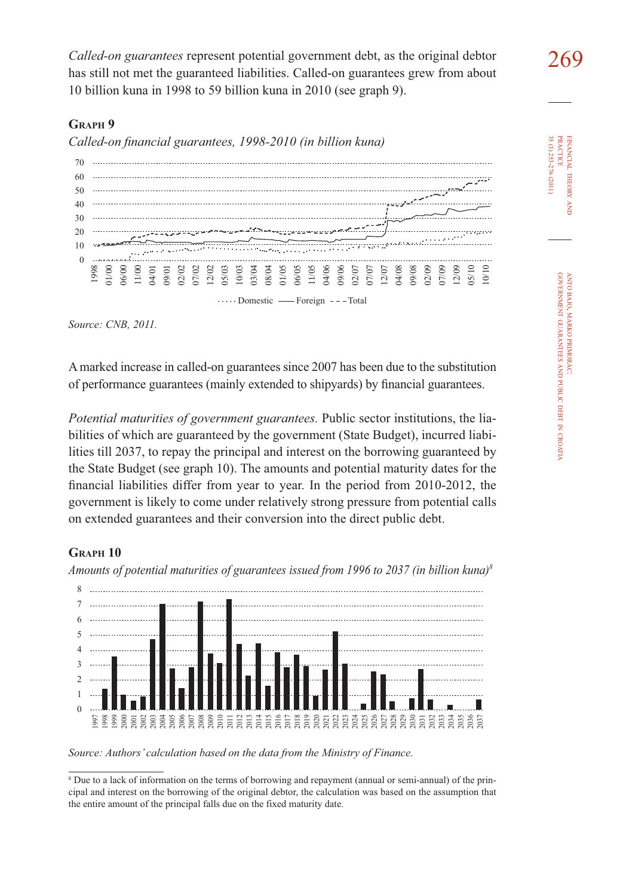*Called-on guarantees* represent potential government debt, as the original debtor has still not met the guaranteed liabilities. Called-on guarantees grew from about 10 billion kuna in 1998 to 59 billion kuna in 2010 (see graph 9).

**Graph 9**

*Called-on financial guarantees, 1998-2010 (in billion kuna)*

Source: CNB, 2011.

A marked increase in called-on guarantees since 2007 has been due to the substitution of performance guarantees (mainly extended to shipyards) by financial guarantees.

*Potential maturities of government guarantees.* Public sector institutions, the liabilities of which are guaranteed by the government (State Budget), incurred liabilities till 2037, to repay the principal and interest on the borrowing guaranteed by the State Budget (see graph 10). The amounts and potential maturity dates for the financial liabilities differ from year to year. In the period from 2010-2012, the government is likely to come under relatively strong pressure from potential calls on extended guarantees and their conversion into the direct public debt.

**Graph 10**

*Amounts of potential maturities of guarantees issued from 1996 to 2037 (in billion kuna)*[8]

Source: Authors' calculation based on the data from the Ministry of Finance.

[8] Due to a lack of information on the terms of borrowing and repayment (annual or semi-annual) of the principal and interest on the borrowing of the original debtor, the calculation was based on the assumption that the entire amount of the principal falls due on the fixed maturity date.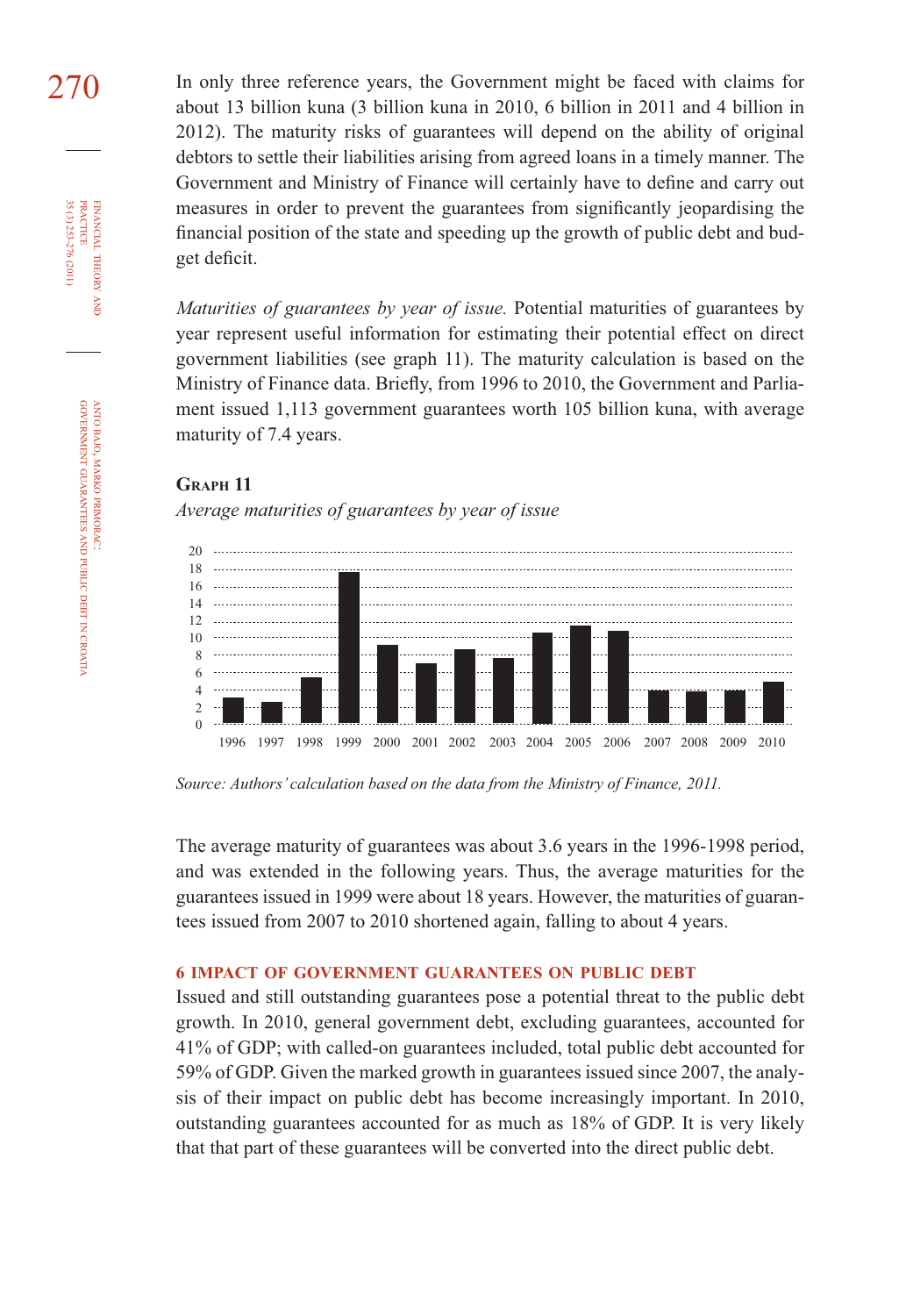In only three reference years, the Government might be faced with claims for about 13 billion kuna (3 billion kuna in 2010, 6 billion in 2011 and 4 billion in 2012). The maturity risks of guarantees will depend on the ability of original debtors to settle their liabilities arising from agreed loans in a timely manner. The Government and Ministry of Finance will certainly have to define and carry out measures in order to prevent the guarantees from significantly jeopardising the financial position of the state and speeding up the growth of public debt and budget deficit.

*Maturities of guarantees by year of issue.* Potential maturities of guarantees by year represent useful information for estimating their potential effect on direct government liabilities (see graph 11). The maturity calculation is based on the Ministry of Finance data. Briefly, from 1996 to 2010, the Government and Parliament issued 1,113 government guarantees worth 105 billion kuna, with average maturity of 7.4 years.

**Graph 11**

*Average maturities of guarantees by year of issue*

*Source: Authors' calculation based on the data from the Ministry of Finance, 2011.*

The average maturity of guarantees was about 3.6 years in the 1996-1998 period, and was extended in the following years. Thus, the average maturities for the guarantees issued in 1999 were about 18 years. However, the maturities of guarantees issued from 2007 to 2010 shortened again, falling to about 4 years.

## 6 IMPACT OF GOVERNMENT GUARANTEES ON PUBLIC DEBT

Issued and still outstanding guarantees pose a potential threat to the public debt growth. In 2010, general government debt, excluding guarantees, accounted for 41% of GDP; with called-on guarantees included, total public debt accounted for 59% of GDP. Given the marked growth in guarantees issued since 2007, the analysis of their impact on public debt has become increasingly important. In 2010, outstanding guarantees accounted for as much as 18% of GDP. It is very likely that that part of these guarantees will be converted into the direct public debt.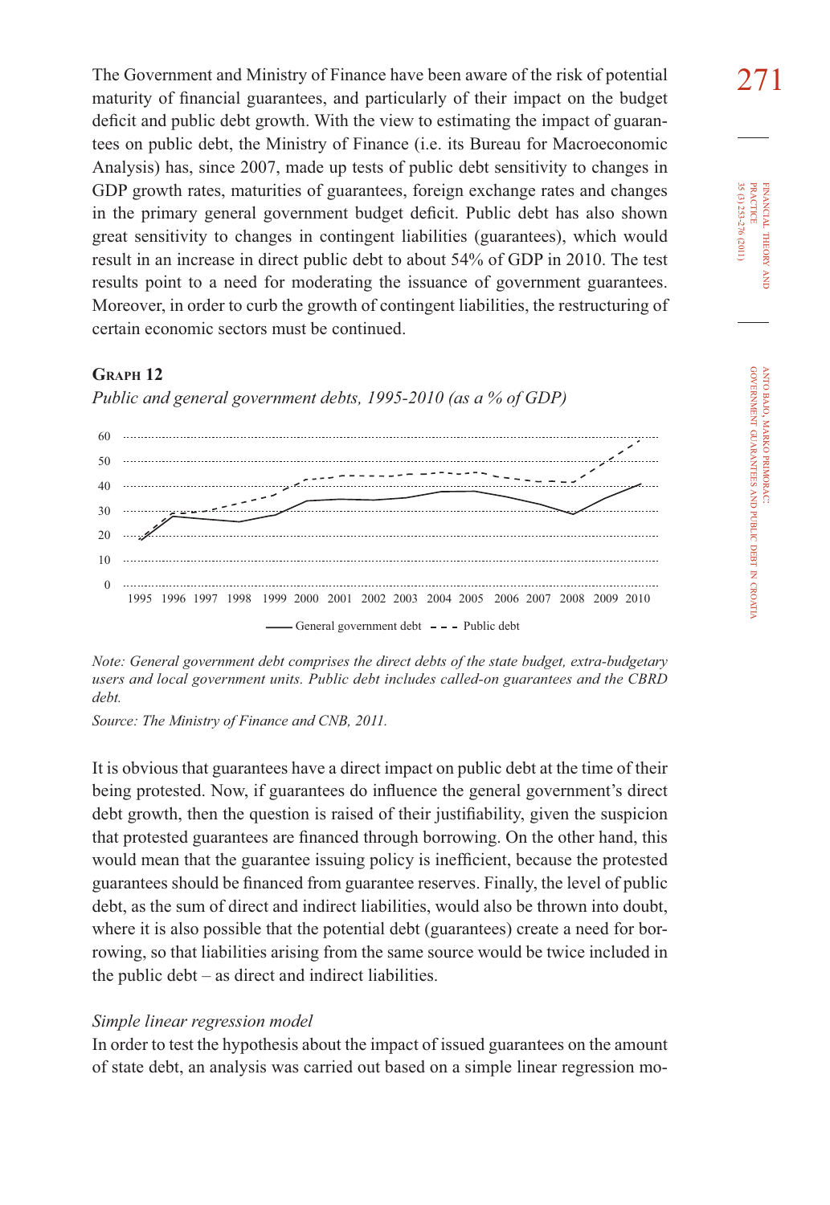The Government and Ministry of Finance have been aware of the risk of potential maturity of financial guarantees, and particularly of their impact on the budget deficit and public debt growth. With the view to estimating the impact of guarantees on public debt, the Ministry of Finance (i.e. its Bureau for Macroeconomic Analysis) has, since 2007, made up tests of public debt sensitivity to changes in GDP growth rates, maturities of guarantees, foreign exchange rates and changes in the primary general government budget deficit. Public debt has also shown great sensitivity to changes in contingent liabilities (guarantees), which would result in an increase in direct public debt to about 54% of GDP in 2010. The test results point to a need for moderating the issuance of government guarantees. Moreover, in order to curb the growth of contingent liabilities, the restructuring of certain economic sectors must be continued.

**Graph 12**

*Public and general government debts, 1995-2010 (as a % of GDP)*

*Note: General government debt comprises the direct debts of the state budget, extra-budgetary users and local government units. Public debt includes called-on guarantees and the CBRD debt.*

*Source: The Ministry of Finance and CNB, 2011.*

It is obvious that guarantees have a direct impact on public debt at the time of their being protested. Now, if guarantees do influence the general government's direct debt growth, then the question is raised of their justifiability, given the suspicion that protested guarantees are financed through borrowing. On the other hand, this would mean that the guarantee issuing policy is inefficient, because the protested guarantees should be financed from guarantee reserves. Finally, the level of public debt, as the sum of direct and indirect liabilities, would also be thrown into doubt, where it is also possible that the potential debt (guarantees) create a need for borrowing, so that liabilities arising from the same source would be twice included in the public debt – as direct and indirect liabilities.

*Simple linear regression model*

In order to test the hypothesis about the impact of issued guarantees on the amount of state debt, an analysis was carried out based on a simple linear regression mo-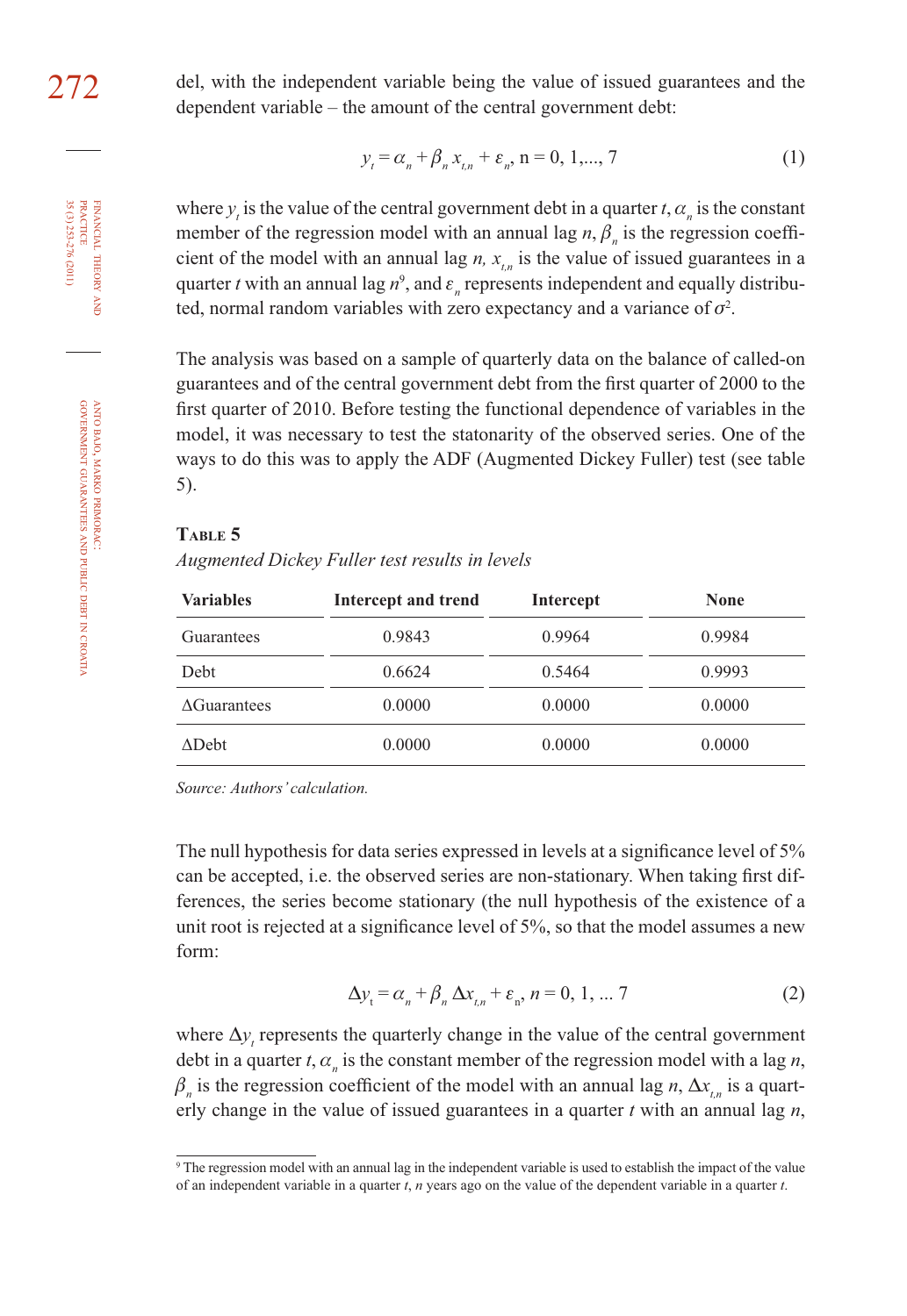del, with the independent variable being the value of issued guarantees and the dependent variable – the amount of the central government debt:

$$y_t = \alpha_n + \beta_n x_{t,n} + \varepsilon_n, \text{ n} = 0, 1,..., 7 \tag{1}$$

where $y_t$ is the value of the central government debt in a quarter $t$, $\alpha_n$ is the constant member of the regression model with an annual lag $n$, $\beta_n$ is the regression coefficient of the model with an annual lag $n$, $x_{t,n}$ is the value of issued guarantees in a quarter $t$ with an annual lag $n$[9], and $\varepsilon_n$ represents independent and equally distributed, normal random variables with zero expectancy and a variance of $\sigma^2$.

The analysis was based on a sample of quarterly data on the balance of called-on guarantees and of the central government debt from the first quarter of 2000 to the first quarter of 2010. Before testing the functional dependence of variables in the model, it was necessary to test the statonarity of the observed series. One of the ways to do this was to apply the ADF (Augmented Dickey Fuller) test (see table 5).

**Table 5**

*Augmented Dickey Fuller test results in levels*

| Variables | Intercept and trend | Intercept | None |
|---|---|---|---|
| Guarantees | 0.9843 | 0.9964 | 0.9984 |
| Debt | 0.6624 | 0.5464 | 0.9993 |
| ΔGuarantees | 0.0000 | 0.0000 | 0.0000 |
| ΔDebt | 0.0000 | 0.0000 | 0.0000 |

*Source: Authors' calculation.*

The null hypothesis for data series expressed in levels at a significance level of 5% can be accepted, i.e. the observed series are non-stationary. When taking first differences, the series become stationary (the null hypothesis of the existence of a unit root is rejected at a significance level of 5%, so that the model assumes a new form:

$$\Delta y_t = \alpha_n + \beta_n \Delta x_{t,n} + \varepsilon_n, n = 0, 1, ... 7 \tag{2}$$

where $\Delta y_t$ represents the quarterly change in the value of the central government debt in a quarter $t$, $\alpha_n$ is the constant member of the regression model with a lag $n$, $\beta_n$ is the regression coefficient of the model with an annual lag $n$, $\Delta x_{t,n}$ is a quarterly change in the value of issued guarantees in a quarter $t$ with an annual lag $n$,

[9] The regression model with an annual lag in the independent variable is used to establish the impact of the value of an independent variable in a quarter $t$, $n$ years ago on the value of the dependent variable in a quarter $t$.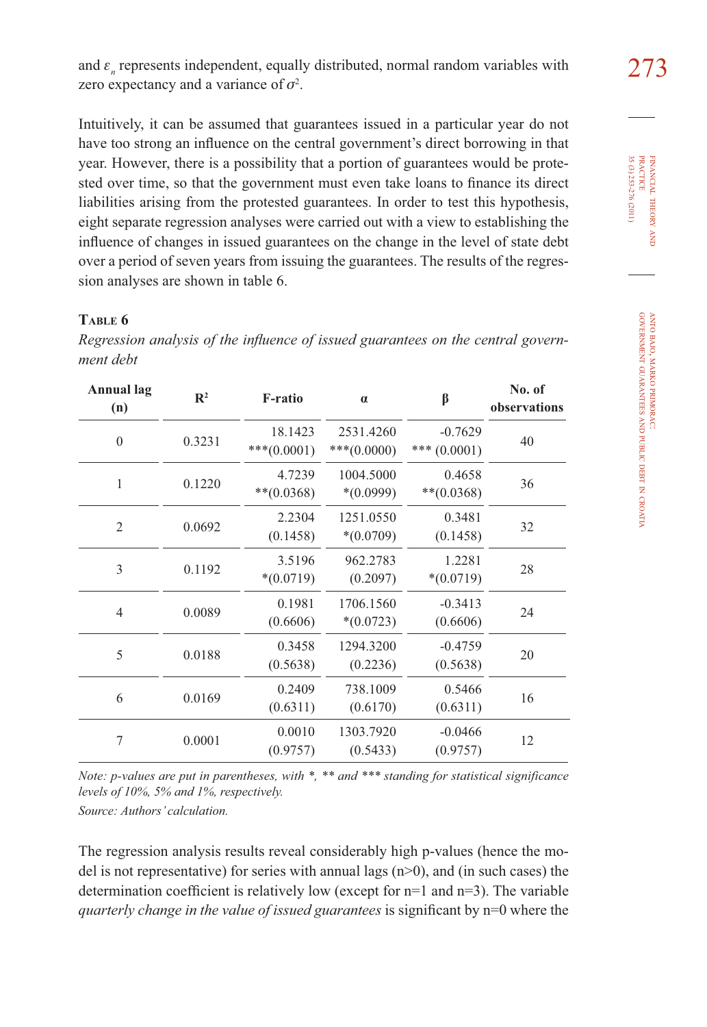and $\varepsilon_n$ represents independent, equally distributed, normal random variables with zero expectancy and a variance of $\sigma^2$.

Intuitively, it can be assumed that guarantees issued in a particular year do not have too strong an influence on the central government's direct borrowing in that year. However, there is a possibility that a portion of guarantees would be protested over time, so that the government must even take loans to finance its direct liabilities arising from the protested guarantees. In order to test this hypothesis, eight separate regression analyses were carried out with a view to establishing the influence of changes in issued guarantees on the change in the level of state debt over a period of seven years from issuing the guarantees. The results of the regression analyses are shown in table 6.

**Table 6**

*Regression analysis of the influence of issued guarantees on the central government debt*

| Annual lag (n) | $R^2$ | F-ratio | α | β | No. of observations |
|---|---|---|---|---|---|
| 0 | 0.3231 | 18.1423 ***(0.0001) | 2531.4260 ***(0.0000) | -0.7629 *** (0.0001) | 40 |
| 1 | 0.1220 | 4.7239 **(0.0368) | 1004.5000 *(0.0999) | 0.4658 **(0.0368) | 36 |
| 2 | 0.0692 | 2.2304 (0.1458) | 1251.0550 *(0.0709) | 0.3481 (0.1458) | 32 |
| 3 | 0.1192 | 3.5196 *(0.0719) | 962.2783 (0.2097) | 1.2281 *(0.0719) | 28 |
| 4 | 0.0089 | 0.1981 (0.6606) | 1706.1560 *(0.0723) | -0.3413 (0.6606) | 24 |
| 5 | 0.0188 | 0.3458 (0.5638) | 1294.3200 (0.2236) | -0.4759 (0.5638) | 20 |
| 6 | 0.0169 | 0.2409 (0.6311) | 738.1009 (0.6170) | 0.5466 (0.6311) | 16 |
| 7 | 0.0001 | 0.0010 (0.9757) | 1303.7920 (0.5433) | -0.0466 (0.9757) | 12 |

*Note: p-values are put in parentheses, with *, ** and *** standing for statistical significance levels of 10%, 5% and 1%, respectively.*

*Source: Authors' calculation.*

The regression analysis results reveal considerably high p-values (hence the model is not representative) for series with annual lags (n>0), and (in such cases) the determination coefficient is relatively low (except for n=1 and n=3). The variable *quarterly change in the value of issued guarantees* is significant by n=0 where the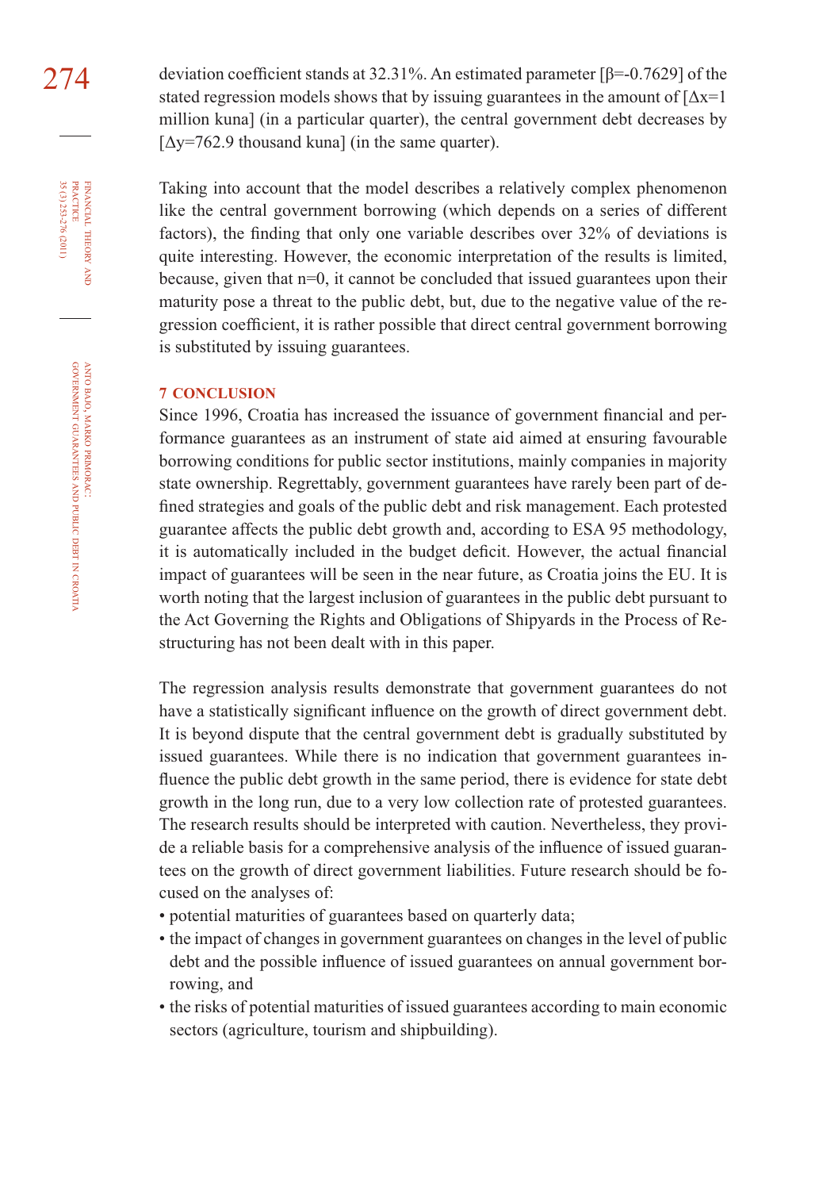deviation coefficient stands at 32.31%. An estimated parameter [$\beta$=-0.7629] of the stated regression models shows that by issuing guarantees in the amount of [$\Delta x$=1 million kuna] (in a particular quarter), the central government debt decreases by [$\Delta y$=762.9 thousand kuna] (in the same quarter).

Taking into account that the model describes a relatively complex phenomenon like the central government borrowing (which depends on a series of different factors), the finding that only one variable describes over 32% of deviations is quite interesting. However, the economic interpretation of the results is limited, because, given that n=0, it cannot be concluded that issued guarantees upon their maturity pose a threat to the public debt, but, due to the negative value of the regression coefficient, it is rather possible that direct central government borrowing is substituted by issuing guarantees.

## 7 CONCLUSION

Since 1996, Croatia has increased the issuance of government financial and performance guarantees as an instrument of state aid aimed at ensuring favourable borrowing conditions for public sector institutions, mainly companies in majority state ownership. Regrettably, government guarantees have rarely been part of defined strategies and goals of the public debt and risk management. Each protested guarantee affects the public debt growth and, according to ESA 95 methodology, it is automatically included in the budget deficit. However, the actual financial impact of guarantees will be seen in the near future, as Croatia joins the EU. It is worth noting that the largest inclusion of guarantees in the public debt pursuant to the Act Governing the Rights and Obligations of Shipyards in the Process of Restructuring has not been dealt with in this paper.

The regression analysis results demonstrate that government guarantees do not have a statistically significant influence on the growth of direct government debt. It is beyond dispute that the central government debt is gradually substituted by issued guarantees. While there is no indication that government guarantees influence the public debt growth in the same period, there is evidence for state debt growth in the long run, due to a very low collection rate of protested guarantees. The research results should be interpreted with caution. Nevertheless, they provide a reliable basis for a comprehensive analysis of the influence of issued guarantees on the growth of direct government liabilities. Future research should be focused on the analyses of:

- potential maturities of guarantees based on quarterly data;
- the impact of changes in government guarantees on changes in the level of public debt and the possible influence of issued guarantees on annual government borrowing, and
- the risks of potential maturities of issued guarantees according to main economic sectors (agriculture, tourism and shipbuilding).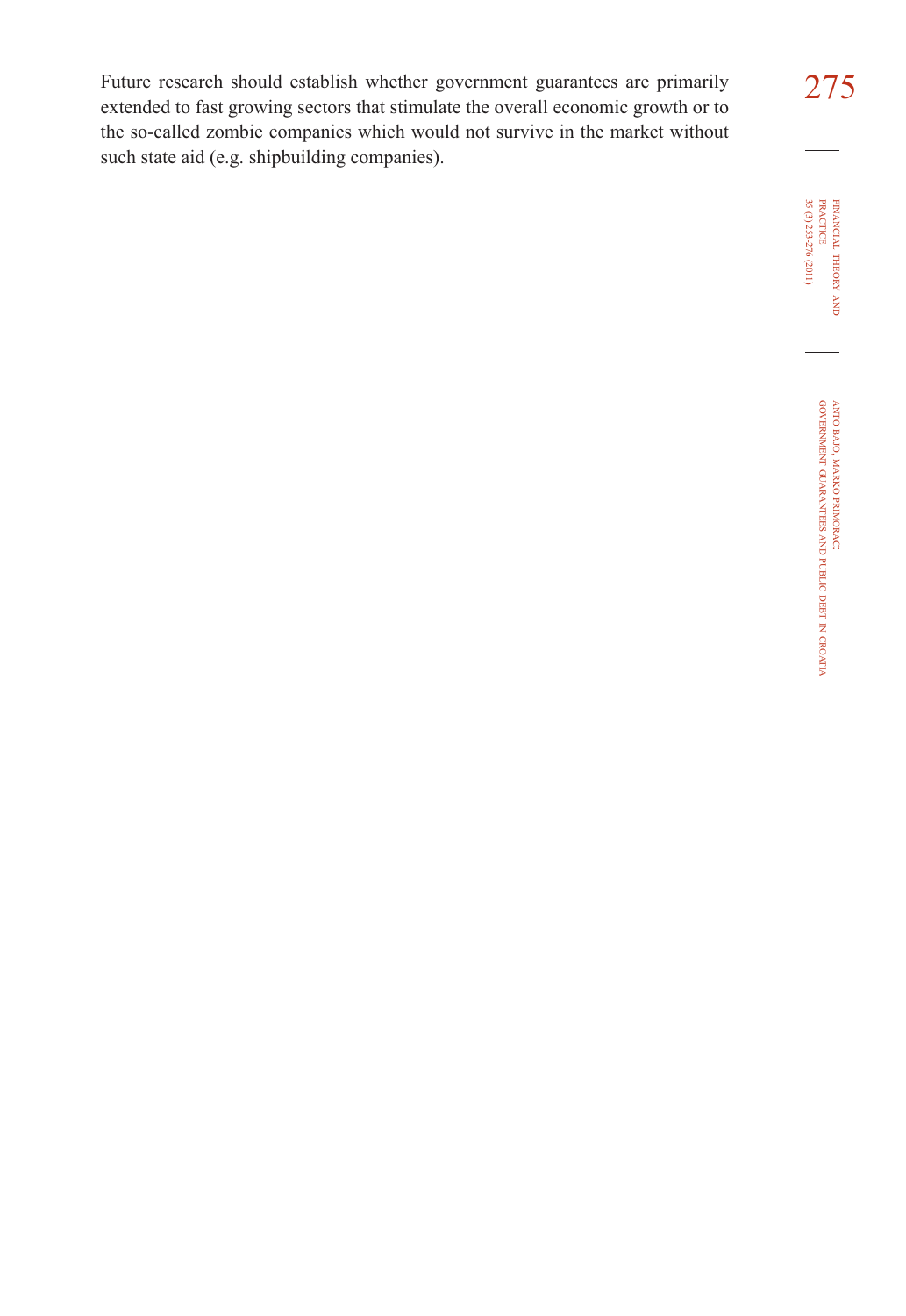Future research should establish whether government guarantees are primarily extended to fast growing sectors that stimulate the overall economic growth or to the so-called zombie companies which would not survive in the market without such state aid (e.g. shipbuilding companies).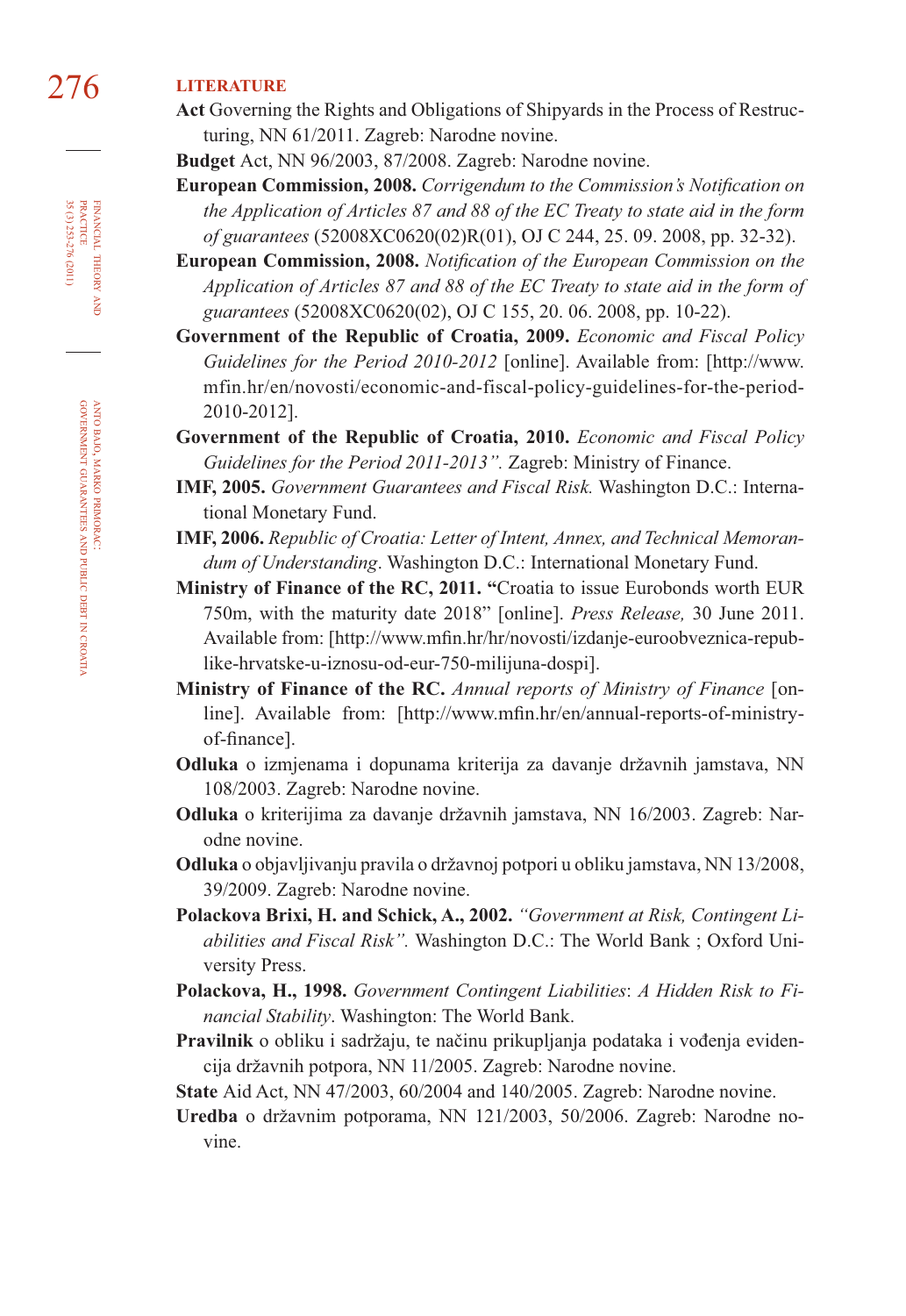## LITERATURE

**Act** Governing the Rights and Obligations of Shipyards in the Process of Restructuring, NN 61/2011. Zagreb: Narodne novine.

**Budget** Act, NN 96/2003, 87/2008. Zagreb: Narodne novine.

**European Commission, 2008.** *Corrigendum to the Commission's Notification on the Application of Articles 87 and 88 of the EC Treaty to state aid in the form of guarantees* (52008XC0620(02)R(01), OJ C 244, 25. 09. 2008, pp. 32-32).

**European Commission, 2008.** *Notification of the European Commission on the Application of Articles 87 and 88 of the EC Treaty to state aid in the form of guarantees* (52008XC0620(02), OJ C 155, 20. 06. 2008, pp. 10-22).

**Government of the Republic of Croatia, 2009.** *Economic and Fiscal Policy Guidelines for the Period 2010-2012* [online]. Available from: [http://www.mfin.hr/en/novosti/economic-and-fiscal-policy-guidelines-for-the-period-2010-2012].

**Government of the Republic of Croatia, 2010.** *Economic and Fiscal Policy Guidelines for the Period 2011-2013".* Zagreb: Ministry of Finance.

**IMF, 2005.** *Government Guarantees and Fiscal Risk.* Washington D.C.: International Monetary Fund.

**IMF, 2006.** *Republic of Croatia: Letter of Intent, Annex, and Technical Memorandum of Understanding*. Washington D.C.: International Monetary Fund.

**Ministry of Finance of the RC, 2011. "**Croatia to issue Eurobonds worth EUR 750m, with the maturity date 2018" [online]. *Press Release,* 30 June 2011. Available from: [http://www.mfin.hr/hr/novosti/izdanje-euroobveznica-republike-hrvatske-u-iznosu-od-eur-750-milijuna-dospi].

**Ministry of Finance of the RC.** *Annual reports of Ministry of Finance* [online]. Available from: [http://www.mfin.hr/en/annual-reports-of-ministry-of-finance].

**Odluka** o izmjenama i dopunama kriterija za davanje državnih jamstava, NN 108/2003. Zagreb: Narodne novine.

**Odluka** o kriterijima za davanje državnih jamstava, NN 16/2003. Zagreb: Narodne novine.

**Odluka** o objavljivanju pravila o državnoj potpori u obliku jamstava, NN 13/2008, 39/2009. Zagreb: Narodne novine.

**Polackova Brixi, H. and Schick, A., 2002.** *"Government at Risk, Contingent Liabilities and Fiscal Risk".* Washington D.C.: The World Bank ; Oxford University Press.

**Polackova, H., 1998.** *Government Contingent Liabilities*: *A Hidden Risk to Financial Stability*. Washington: The World Bank.

**Pravilnik** o obliku i sadržaju, te načinu prikupljanja podataka i vođenja evidencija državnih potpora, NN 11/2005. Zagreb: Narodne novine.

**State** Aid Act, NN 47/2003, 60/2004 and 140/2005. Zagreb: Narodne novine.

**Uredba** o državnim potporama, NN 121/2003, 50/2006. Zagreb: Narodne novine.